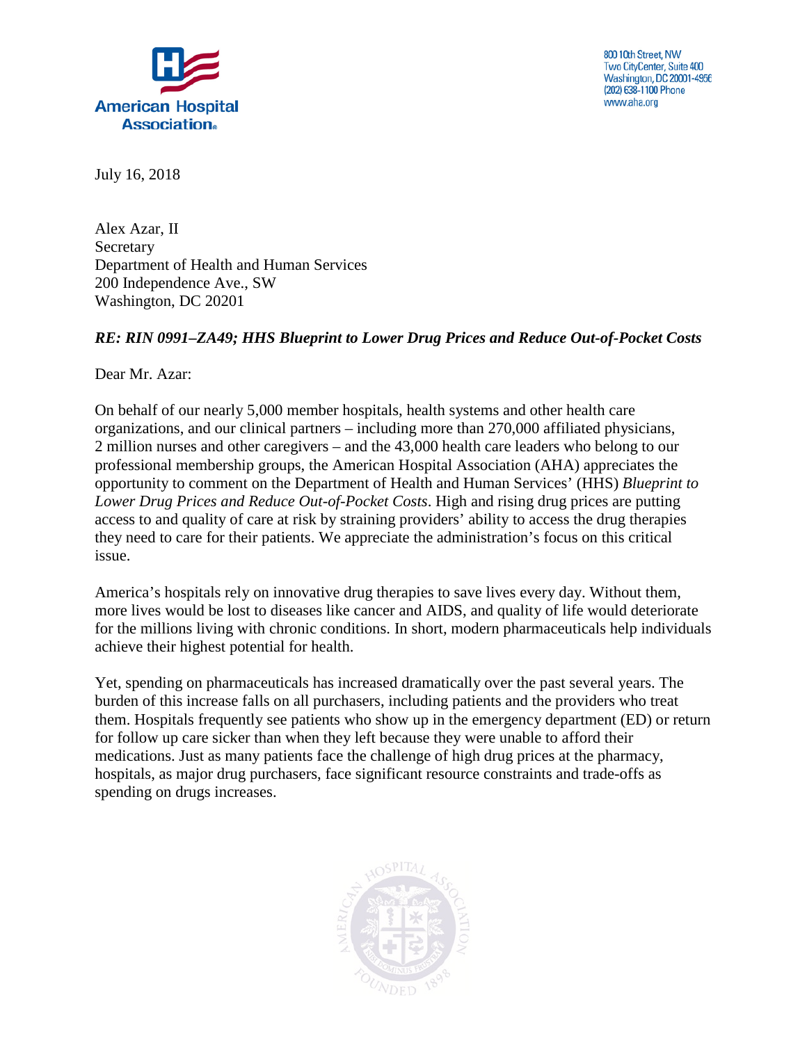American Hospital Association

800 10th Street, NW
Two CityCenter, Suite 400
Washington, DC 20001-4956
(202) 638-1100 Phone
www.aha.org

July 16, 2018

Alex Azar, II
Secretary
Department of Health and Human Services
200 Independence Ave., SW
Washington, DC 20201

***RE: RIN 0991–ZA49; HHS Blueprint to Lower Drug Prices and Reduce Out-of-Pocket Costs***

Dear Mr. Azar:

On behalf of our nearly 5,000 member hospitals, health systems and other health care organizations, and our clinical partners – including more than 270,000 affiliated physicians, 2 million nurses and other caregivers – and the 43,000 health care leaders who belong to our professional membership groups, the American Hospital Association (AHA) appreciates the opportunity to comment on the Department of Health and Human Services' (HHS) *Blueprint to Lower Drug Prices and Reduce Out-of-Pocket Costs*. High and rising drug prices are putting access to and quality of care at risk by straining providers' ability to access the drug therapies they need to care for their patients. We appreciate the administration's focus on this critical issue.

America's hospitals rely on innovative drug therapies to save lives every day. Without them, more lives would be lost to diseases like cancer and AIDS, and quality of life would deteriorate for the millions living with chronic conditions. In short, modern pharmaceuticals help individuals achieve their highest potential for health.

Yet, spending on pharmaceuticals has increased dramatically over the past several years. The burden of this increase falls on all purchasers, including patients and the providers who treat them. Hospitals frequently see patients who show up in the emergency department (ED) or return for follow up care sicker than when they left because they were unable to afford their medications. Just as many patients face the challenge of high drug prices at the pharmacy, hospitals, as major drug purchasers, face significant resource constraints and trade-offs as spending on drugs increases.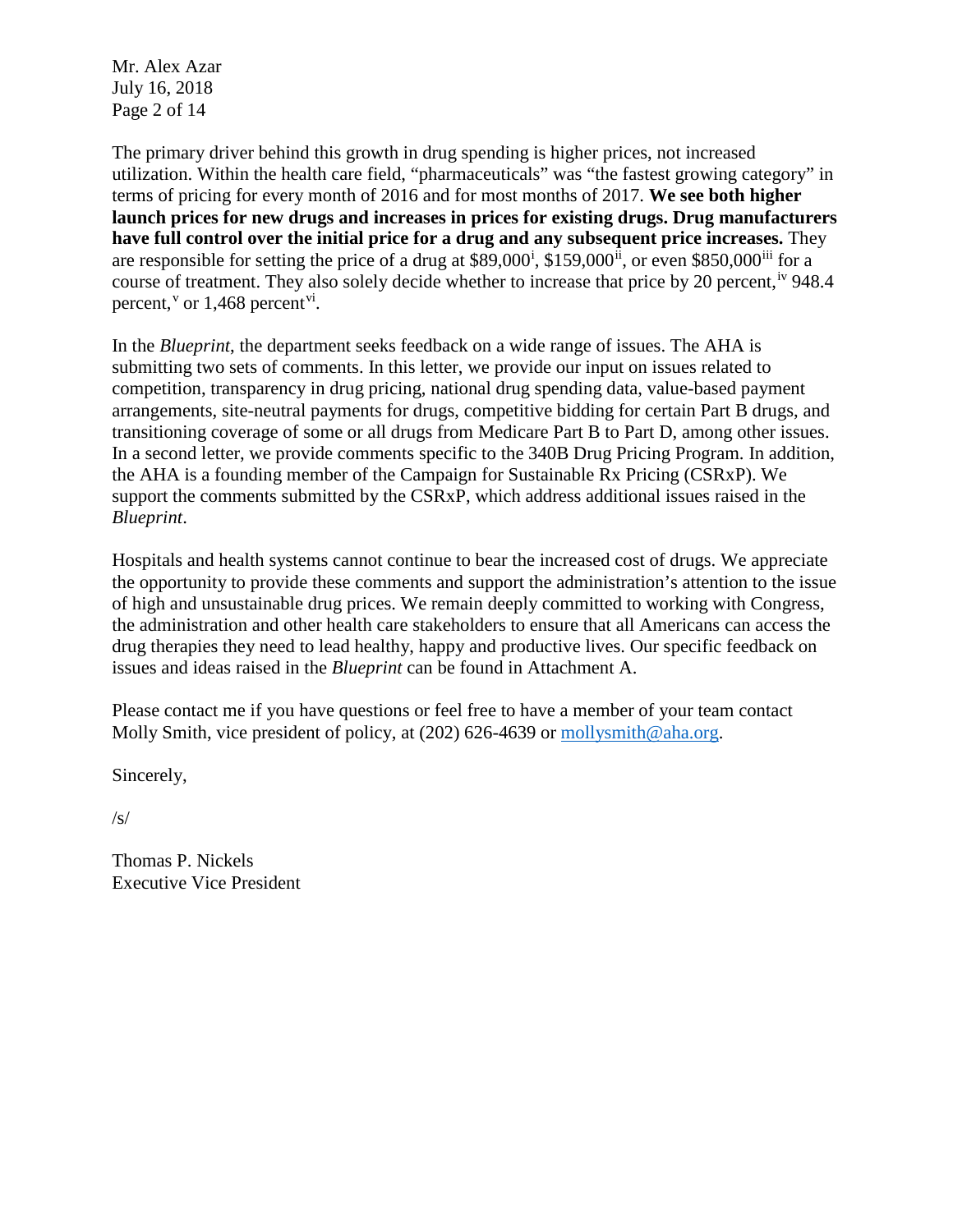The primary driver behind this growth in drug spending is higher prices, not increased utilization. Within the health care field, "pharmaceuticals" was "the fastest growing category" in terms of pricing for every month of 2016 and for most months of 2017. **We see both higher launch prices for new drugs and increases in prices for existing drugs. Drug manufacturers have full control over the initial price for a drug and any subsequent price increases.** They are responsible for setting the price of a drug at $89,000[i], $159,000[ii], or even $850,000[iii] for a course of treatment. They also solely decide whether to increase that price by 20 percent,[iv] 948.4 percent,[v] or 1,468 percent[vi].

In the *Blueprint*, the department seeks feedback on a wide range of issues. The AHA is submitting two sets of comments. In this letter, we provide our input on issues related to competition, transparency in drug pricing, national drug spending data, value-based payment arrangements, site-neutral payments for drugs, competitive bidding for certain Part B drugs, and transitioning coverage of some or all drugs from Medicare Part B to Part D, among other issues. In a second letter, we provide comments specific to the 340B Drug Pricing Program. In addition, the AHA is a founding member of the Campaign for Sustainable Rx Pricing (CSRxP). We support the comments submitted by the CSRxP, which address additional issues raised in the *Blueprint*.

Hospitals and health systems cannot continue to bear the increased cost of drugs. We appreciate the opportunity to provide these comments and support the administration's attention to the issue of high and unsustainable drug prices. We remain deeply committed to working with Congress, the administration and other health care stakeholders to ensure that all Americans can access the drug therapies they need to lead healthy, happy and productive lives. Our specific feedback on issues and ideas raised in the *Blueprint* can be found in Attachment A.

Please contact me if you have questions or feel free to have a member of your team contact Molly Smith, vice president of policy, at (202) 626-4639 or mollysmith@aha.org.

Sincerely,

/s/

Thomas P. Nickels
Executive Vice President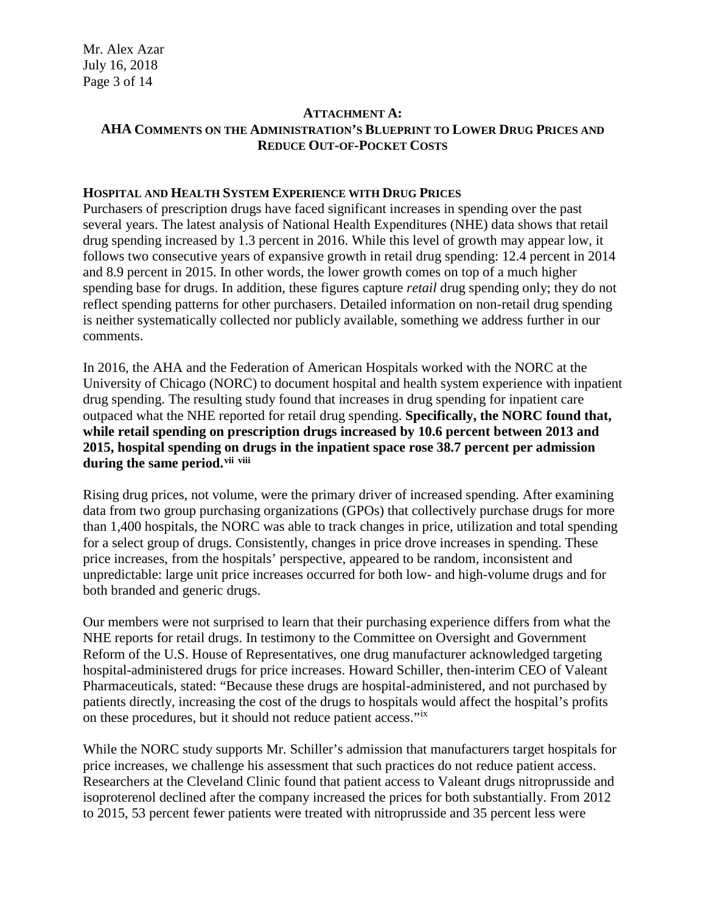## ATTACHMENT A:
## AHA COMMENTS ON THE ADMINISTRATION'S BLUEPRINT TO LOWER DRUG PRICES AND REDUCE OUT-OF-POCKET COSTS

### HOSPITAL AND HEALTH SYSTEM EXPERIENCE WITH DRUG PRICES

Purchasers of prescription drugs have faced significant increases in spending over the past several years. The latest analysis of National Health Expenditures (NHE) data shows that retail drug spending increased by 1.3 percent in 2016. While this level of growth may appear low, it follows two consecutive years of expansive growth in retail drug spending: 12.4 percent in 2014 and 8.9 percent in 2015. In other words, the lower growth comes on top of a much higher spending base for drugs. In addition, these figures capture *retail* drug spending only; they do not reflect spending patterns for other purchasers. Detailed information on non-retail drug spending is neither systematically collected nor publicly available, something we address further in our comments.

In 2016, the AHA and the Federation of American Hospitals worked with the NORC at the University of Chicago (NORC) to document hospital and health system experience with inpatient drug spending. The resulting study found that increases in drug spending for inpatient care outpaced what the NHE reported for retail drug spending. **Specifically, the NORC found that, while retail spending on prescription drugs increased by 10.6 percent between 2013 and 2015, hospital spending on drugs in the inpatient space rose 38.7 percent per admission during the same period.**[vii] [viii]

Rising drug prices, not volume, were the primary driver of increased spending. After examining data from two group purchasing organizations (GPOs) that collectively purchase drugs for more than 1,400 hospitals, the NORC was able to track changes in price, utilization and total spending for a select group of drugs. Consistently, changes in price drove increases in spending. These price increases, from the hospitals' perspective, appeared to be random, inconsistent and unpredictable: large unit price increases occurred for both low- and high-volume drugs and for both branded and generic drugs.

Our members were not surprised to learn that their purchasing experience differs from what the NHE reports for retail drugs. In testimony to the Committee on Oversight and Government Reform of the U.S. House of Representatives, one drug manufacturer acknowledged targeting hospital-administered drugs for price increases. Howard Schiller, then-interim CEO of Valeant Pharmaceuticals, stated: "Because these drugs are hospital-administered, and not purchased by patients directly, increasing the cost of the drugs to hospitals would affect the hospital's profits on these procedures, but it should not reduce patient access."[ix]

While the NORC study supports Mr. Schiller's admission that manufacturers target hospitals for price increases, we challenge his assessment that such practices do not reduce patient access. Researchers at the Cleveland Clinic found that patient access to Valeant drugs nitroprusside and isoproterenol declined after the company increased the prices for both substantially. From 2012 to 2015, 53 percent fewer patients were treated with nitroprusside and 35 percent less were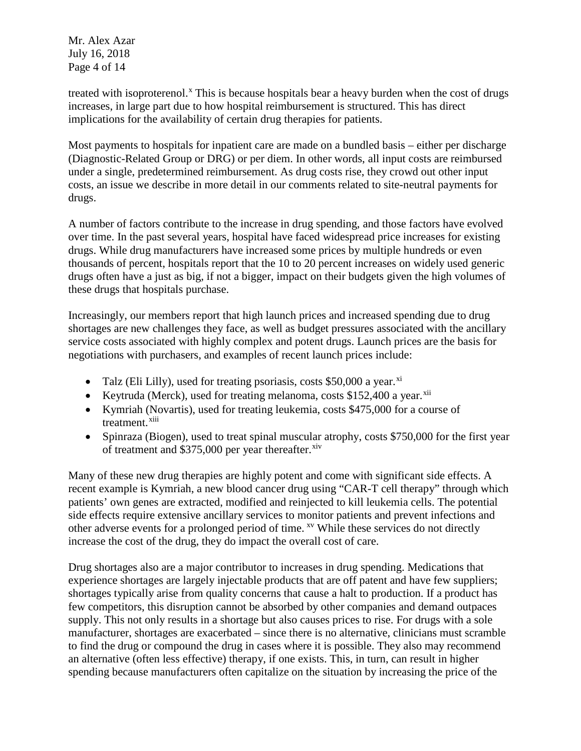treated with isoproterenol.[x] This is because hospitals bear a heavy burden when the cost of drugs increases, in large part due to how hospital reimbursement is structured. This has direct implications for the availability of certain drug therapies for patients.

Most payments to hospitals for inpatient care are made on a bundled basis – either per discharge (Diagnostic-Related Group or DRG) or per diem. In other words, all input costs are reimbursed under a single, predetermined reimbursement. As drug costs rise, they crowd out other input costs, an issue we describe in more detail in our comments related to site-neutral payments for drugs.

A number of factors contribute to the increase in drug spending, and those factors have evolved over time. In the past several years, hospital have faced widespread price increases for existing drugs. While drug manufacturers have increased some prices by multiple hundreds or even thousands of percent, hospitals report that the 10 to 20 percent increases on widely used generic drugs often have a just as big, if not a bigger, impact on their budgets given the high volumes of these drugs that hospitals purchase.

Increasingly, our members report that high launch prices and increased spending due to drug shortages are new challenges they face, as well as budget pressures associated with the ancillary service costs associated with highly complex and potent drugs. Launch prices are the basis for negotiations with purchasers, and examples of recent launch prices include:

- Talz (Eli Lilly), used for treating psoriasis, costs $50,000 a year.[xi]
- Keytruda (Merck), used for treating melanoma, costs $152,400 a year.[xii]
- Kymriah (Novartis), used for treating leukemia, costs $475,000 for a course of treatment.[xiii]
- Spinraza (Biogen), used to treat spinal muscular atrophy, costs $750,000 for the first year of treatment and $375,000 per year thereafter.[xiv]

Many of these new drug therapies are highly potent and come with significant side effects. A recent example is Kymriah, a new blood cancer drug using "CAR-T cell therapy" through which patients' own genes are extracted, modified and reinjected to kill leukemia cells. The potential side effects require extensive ancillary services to monitor patients and prevent infections and other adverse events for a prolonged period of time. [xv] While these services do not directly increase the cost of the drug, they do impact the overall cost of care.

Drug shortages also are a major contributor to increases in drug spending. Medications that experience shortages are largely injectable products that are off patent and have few suppliers; shortages typically arise from quality concerns that cause a halt to production. If a product has few competitors, this disruption cannot be absorbed by other companies and demand outpaces supply. This not only results in a shortage but also causes prices to rise. For drugs with a sole manufacturer, shortages are exacerbated – since there is no alternative, clinicians must scramble to find the drug or compound the drug in cases where it is possible. They also may recommend an alternative (often less effective) therapy, if one exists. This, in turn, can result in higher spending because manufacturers often capitalize on the situation by increasing the price of the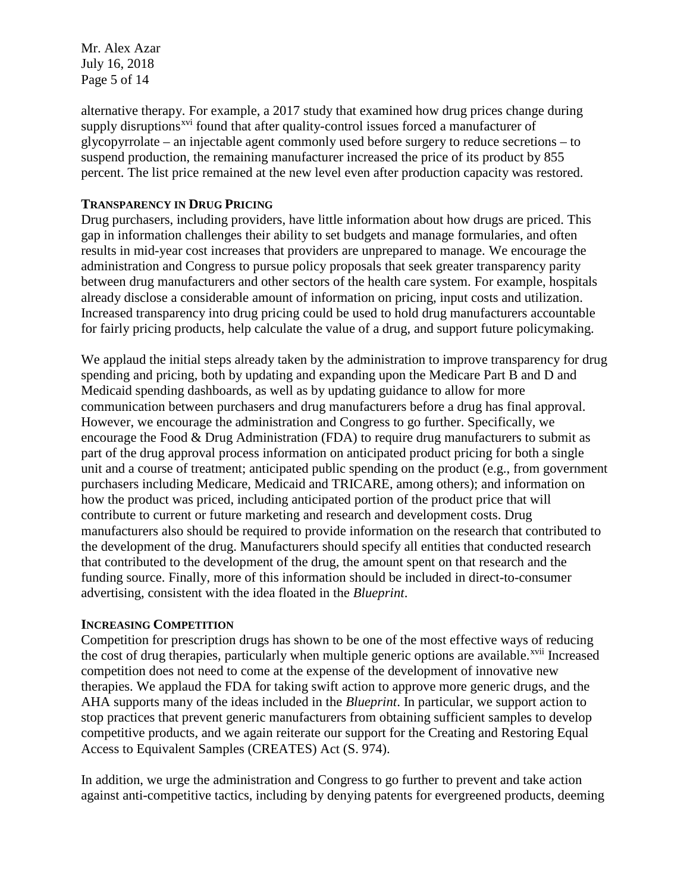alternative therapy. For example, a 2017 study that examined how drug prices change during supply disruptions[xvi] found that after quality-control issues forced a manufacturer of glycopyrrolate – an injectable agent commonly used before surgery to reduce secretions – to suspend production, the remaining manufacturer increased the price of its product by 855 percent. The list price remained at the new level even after production capacity was restored.

**TRANSPARENCY IN DRUG PRICING**

Drug purchasers, including providers, have little information about how drugs are priced. This gap in information challenges their ability to set budgets and manage formularies, and often results in mid-year cost increases that providers are unprepared to manage. We encourage the administration and Congress to pursue policy proposals that seek greater transparency parity between drug manufacturers and other sectors of the health care system. For example, hospitals already disclose a considerable amount of information on pricing, input costs and utilization. Increased transparency into drug pricing could be used to hold drug manufacturers accountable for fairly pricing products, help calculate the value of a drug, and support future policymaking.

We applaud the initial steps already taken by the administration to improve transparency for drug spending and pricing, both by updating and expanding upon the Medicare Part B and D and Medicaid spending dashboards, as well as by updating guidance to allow for more communication between purchasers and drug manufacturers before a drug has final approval. However, we encourage the administration and Congress to go further. Specifically, we encourage the Food & Drug Administration (FDA) to require drug manufacturers to submit as part of the drug approval process information on anticipated product pricing for both a single unit and a course of treatment; anticipated public spending on the product (e.g., from government purchasers including Medicare, Medicaid and TRICARE, among others); and information on how the product was priced, including anticipated portion of the product price that will contribute to current or future marketing and research and development costs. Drug manufacturers also should be required to provide information on the research that contributed to the development of the drug. Manufacturers should specify all entities that conducted research that contributed to the development of the drug, the amount spent on that research and the funding source. Finally, more of this information should be included in direct-to-consumer advertising, consistent with the idea floated in the *Blueprint*.

**INCREASING COMPETITION**

Competition for prescription drugs has shown to be one of the most effective ways of reducing the cost of drug therapies, particularly when multiple generic options are available.[xvii] Increased competition does not need to come at the expense of the development of innovative new therapies. We applaud the FDA for taking swift action to approve more generic drugs, and the AHA supports many of the ideas included in the *Blueprint*. In particular, we support action to stop practices that prevent generic manufacturers from obtaining sufficient samples to develop competitive products, and we again reiterate our support for the Creating and Restoring Equal Access to Equivalent Samples (CREATES) Act (S. 974).

In addition, we urge the administration and Congress to go further to prevent and take action against anti-competitive tactics, including by denying patents for evergreened products, deeming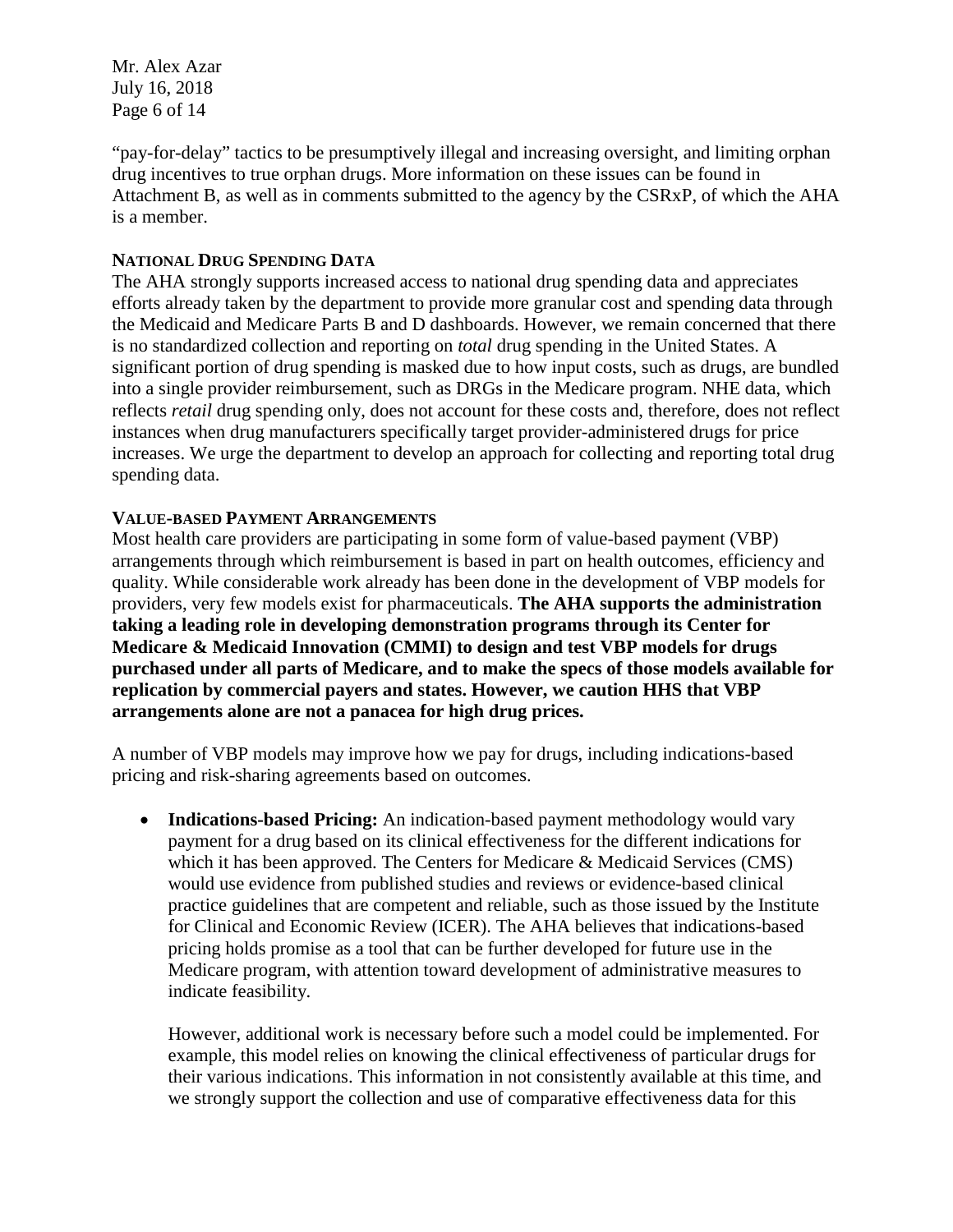"pay-for-delay" tactics to be presumptively illegal and increasing oversight, and limiting orphan drug incentives to true orphan drugs. More information on these issues can be found in Attachment B, as well as in comments submitted to the agency by the CSRxP, of which the AHA is a member.

### National Drug Spending Data

The AHA strongly supports increased access to national drug spending data and appreciates efforts already taken by the department to provide more granular cost and spending data through the Medicaid and Medicare Parts B and D dashboards. However, we remain concerned that there is no standardized collection and reporting on *total* drug spending in the United States. A significant portion of drug spending is masked due to how input costs, such as drugs, are bundled into a single provider reimbursement, such as DRGs in the Medicare program. NHE data, which reflects *retail* drug spending only, does not account for these costs and, therefore, does not reflect instances when drug manufacturers specifically target provider-administered drugs for price increases. We urge the department to develop an approach for collecting and reporting total drug spending data.

### Value-based Payment Arrangements

Most health care providers are participating in some form of value-based payment (VBP) arrangements through which reimbursement is based in part on health outcomes, efficiency and quality. While considerable work already has been done in the development of VBP models for providers, very few models exist for pharmaceuticals. **The AHA supports the administration taking a leading role in developing demonstration programs through its Center for Medicare & Medicaid Innovation (CMMI) to design and test VBP models for drugs purchased under all parts of Medicare, and to make the specs of those models available for replication by commercial payers and states. However, we caution HHS that VBP arrangements alone are not a panacea for high drug prices.**

A number of VBP models may improve how we pay for drugs, including indications-based pricing and risk-sharing agreements based on outcomes.

- **Indications-based Pricing:** An indication-based payment methodology would vary payment for a drug based on its clinical effectiveness for the different indications for which it has been approved. The Centers for Medicare & Medicaid Services (CMS) would use evidence from published studies and reviews or evidence-based clinical practice guidelines that are competent and reliable, such as those issued by the Institute for Clinical and Economic Review (ICER). The AHA believes that indications-based pricing holds promise as a tool that can be further developed for future use in the Medicare program, with attention toward development of administrative measures to indicate feasibility.

  However, additional work is necessary before such a model could be implemented. For example, this model relies on knowing the clinical effectiveness of particular drugs for their various indications. This information in not consistently available at this time, and we strongly support the collection and use of comparative effectiveness data for this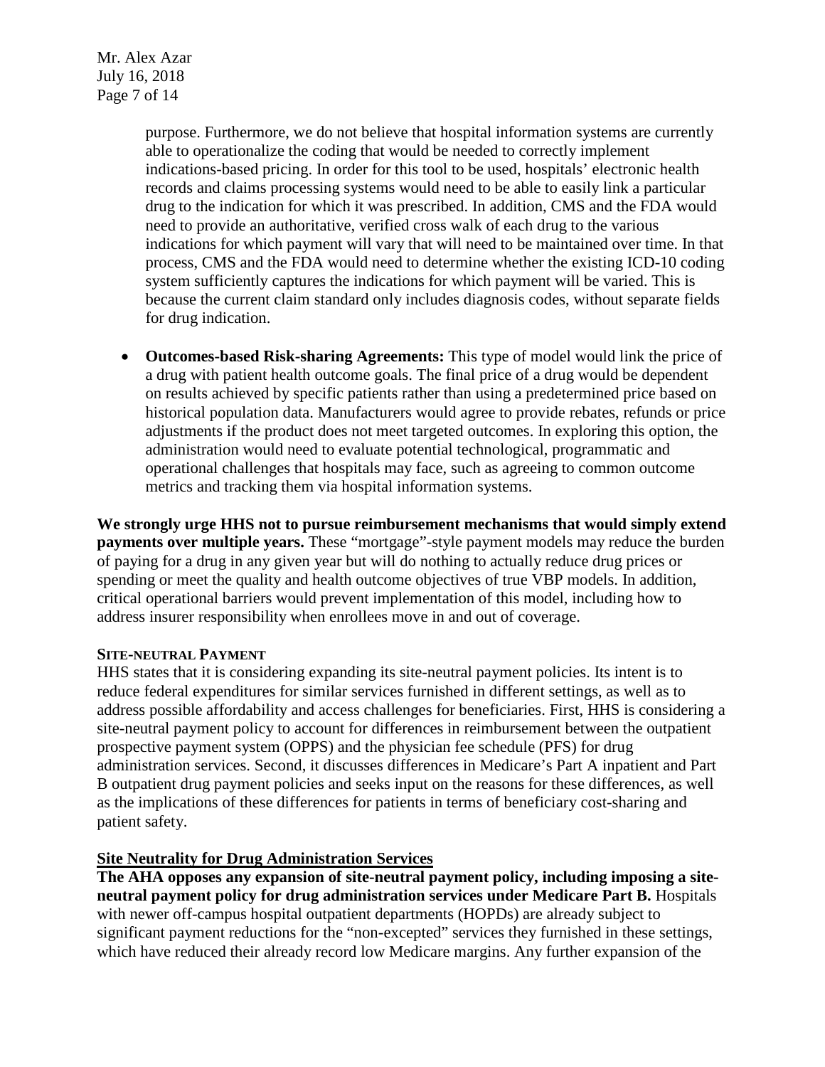purpose. Furthermore, we do not believe that hospital information systems are currently able to operationalize the coding that would be needed to correctly implement indications-based pricing. In order for this tool to be used, hospitals' electronic health records and claims processing systems would need to be able to easily link a particular drug to the indication for which it was prescribed. In addition, CMS and the FDA would need to provide an authoritative, verified cross walk of each drug to the various indications for which payment will vary that will need to be maintained over time. In that process, CMS and the FDA would need to determine whether the existing ICD-10 coding system sufficiently captures the indications for which payment will be varied. This is because the current claim standard only includes diagnosis codes, without separate fields for drug indication.

- **Outcomes-based Risk-sharing Agreements:** This type of model would link the price of a drug with patient health outcome goals. The final price of a drug would be dependent on results achieved by specific patients rather than using a predetermined price based on historical population data. Manufacturers would agree to provide rebates, refunds or price adjustments if the product does not meet targeted outcomes. In exploring this option, the administration would need to evaluate potential technological, programmatic and operational challenges that hospitals may face, such as agreeing to common outcome metrics and tracking them via hospital information systems.

**We strongly urge HHS not to pursue reimbursement mechanisms that would simply extend payments over multiple years.** These "mortgage"-style payment models may reduce the burden of paying for a drug in any given year but will do nothing to actually reduce drug prices or spending or meet the quality and health outcome objectives of true VBP models. In addition, critical operational barriers would prevent implementation of this model, including how to address insurer responsibility when enrollees move in and out of coverage.

## SITE-NEUTRAL PAYMENT

HHS states that it is considering expanding its site-neutral payment policies. Its intent is to reduce federal expenditures for similar services furnished in different settings, as well as to address possible affordability and access challenges for beneficiaries. First, HHS is considering a site-neutral payment policy to account for differences in reimbursement between the outpatient prospective payment system (OPPS) and the physician fee schedule (PFS) for drug administration services. Second, it discusses differences in Medicare's Part A inpatient and Part B outpatient drug payment policies and seeks input on the reasons for these differences, as well as the implications of these differences for patients in terms of beneficiary cost-sharing and patient safety.

### Site Neutrality for Drug Administration Services

**The AHA opposes any expansion of site-neutral payment policy, including imposing a site-neutral payment policy for drug administration services under Medicare Part B.** Hospitals with newer off-campus hospital outpatient departments (HOPDs) are already subject to significant payment reductions for the "non-excepted" services they furnished in these settings, which have reduced their already record low Medicare margins. Any further expansion of the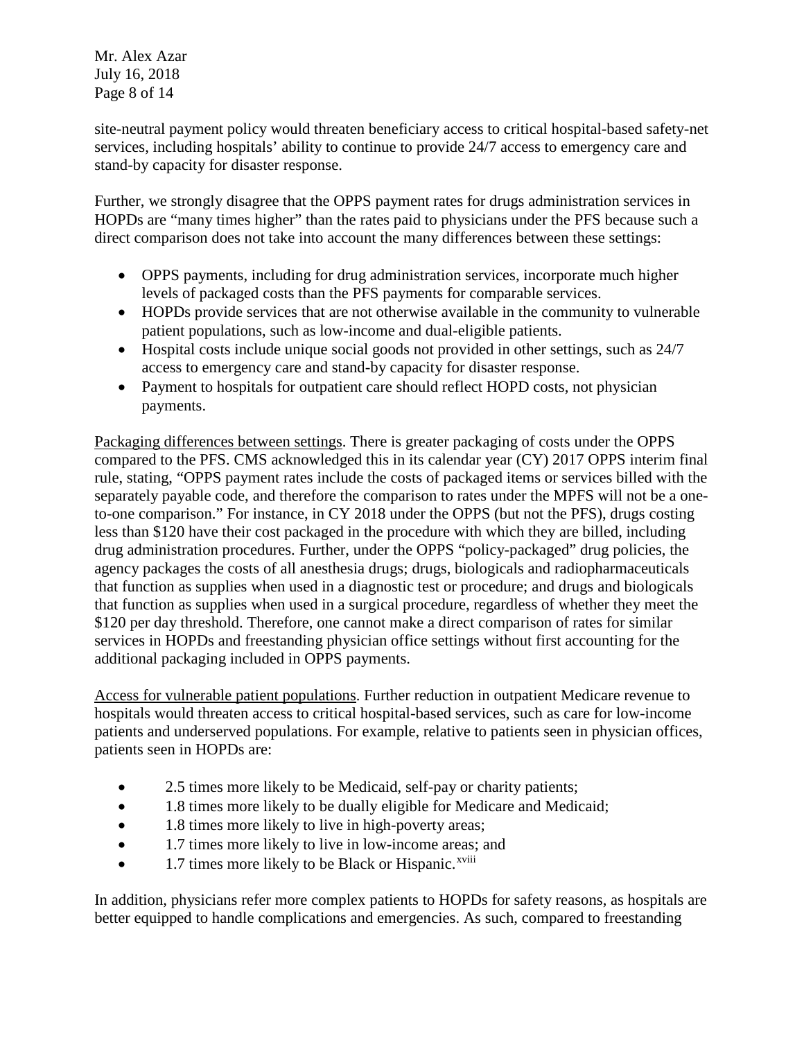site-neutral payment policy would threaten beneficiary access to critical hospital-based safety-net services, including hospitals' ability to continue to provide 24/7 access to emergency care and stand-by capacity for disaster response.

Further, we strongly disagree that the OPPS payment rates for drugs administration services in HOPDs are "many times higher" than the rates paid to physicians under the PFS because such a direct comparison does not take into account the many differences between these settings:

- OPPS payments, including for drug administration services, incorporate much higher levels of packaged costs than the PFS payments for comparable services.
- HOPDs provide services that are not otherwise available in the community to vulnerable patient populations, such as low-income and dual-eligible patients.
- Hospital costs include unique social goods not provided in other settings, such as 24/7 access to emergency care and stand-by capacity for disaster response.
- Payment to hospitals for outpatient care should reflect HOPD costs, not physician payments.

Packaging differences between settings. There is greater packaging of costs under the OPPS compared to the PFS. CMS acknowledged this in its calendar year (CY) 2017 OPPS interim final rule, stating, "OPPS payment rates include the costs of packaged items or services billed with the separately payable code, and therefore the comparison to rates under the MPFS will not be a one-to-one comparison." For instance, in CY 2018 under the OPPS (but not the PFS), drugs costing less than $120 have their cost packaged in the procedure with which they are billed, including drug administration procedures. Further, under the OPPS "policy-packaged" drug policies, the agency packages the costs of all anesthesia drugs; drugs, biologicals and radiopharmaceuticals that function as supplies when used in a diagnostic test or procedure; and drugs and biologicals that function as supplies when used in a surgical procedure, regardless of whether they meet the $120 per day threshold. Therefore, one cannot make a direct comparison of rates for similar services in HOPDs and freestanding physician office settings without first accounting for the additional packaging included in OPPS payments.

Access for vulnerable patient populations. Further reduction in outpatient Medicare revenue to hospitals would threaten access to critical hospital-based services, such as care for low-income patients and underserved populations. For example, relative to patients seen in physician offices, patients seen in HOPDs are:

- 2.5 times more likely to be Medicaid, self-pay or charity patients;
- 1.8 times more likely to be dually eligible for Medicare and Medicaid;
- 1.8 times more likely to live in high-poverty areas;
- 1.7 times more likely to live in low-income areas; and
- 1.7 times more likely to be Black or Hispanic.[xviii]

In addition, physicians refer more complex patients to HOPDs for safety reasons, as hospitals are better equipped to handle complications and emergencies. As such, compared to freestanding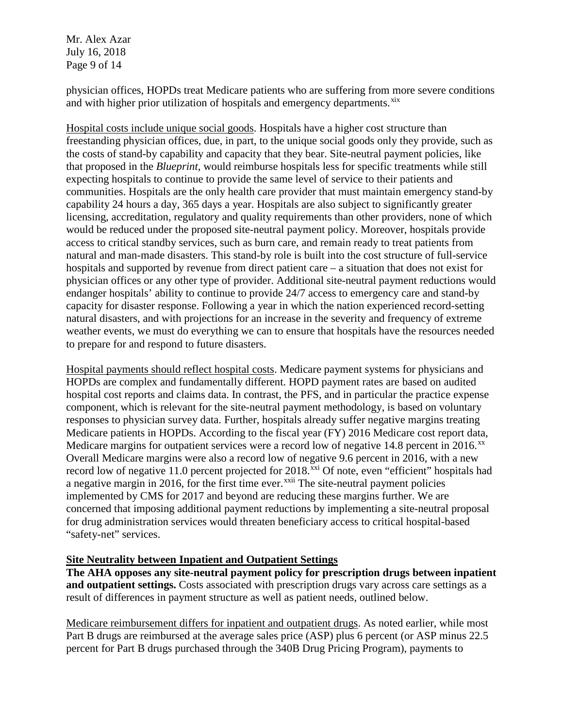physician offices, HOPDs treat Medicare patients who are suffering from more severe conditions and with higher prior utilization of hospitals and emergency departments.[xix]

Hospital costs include unique social goods. Hospitals have a higher cost structure than freestanding physician offices, due, in part, to the unique social goods only they provide, such as the costs of stand-by capability and capacity that they bear. Site-neutral payment policies, like that proposed in the *Blueprint*, would reimburse hospitals less for specific treatments while still expecting hospitals to continue to provide the same level of service to their patients and communities. Hospitals are the only health care provider that must maintain emergency stand-by capability 24 hours a day, 365 days a year. Hospitals are also subject to significantly greater licensing, accreditation, regulatory and quality requirements than other providers, none of which would be reduced under the proposed site-neutral payment policy. Moreover, hospitals provide access to critical standby services, such as burn care, and remain ready to treat patients from natural and man-made disasters. This stand-by role is built into the cost structure of full-service hospitals and supported by revenue from direct patient care – a situation that does not exist for physician offices or any other type of provider. Additional site-neutral payment reductions would endanger hospitals' ability to continue to provide 24/7 access to emergency care and stand-by capacity for disaster response. Following a year in which the nation experienced record-setting natural disasters, and with projections for an increase in the severity and frequency of extreme weather events, we must do everything we can to ensure that hospitals have the resources needed to prepare for and respond to future disasters.

Hospital payments should reflect hospital costs. Medicare payment systems for physicians and HOPDs are complex and fundamentally different. HOPD payment rates are based on audited hospital cost reports and claims data. In contrast, the PFS, and in particular the practice expense component, which is relevant for the site-neutral payment methodology, is based on voluntary responses to physician survey data. Further, hospitals already suffer negative margins treating Medicare patients in HOPDs. According to the fiscal year (FY) 2016 Medicare cost report data, Medicare margins for outpatient services were a record low of negative 14.8 percent in 2016.[xx] Overall Medicare margins were also a record low of negative 9.6 percent in 2016, with a new record low of negative 11.0 percent projected for 2018.[xxi] Of note, even "efficient" hospitals had a negative margin in 2016, for the first time ever.[xxii] The site-neutral payment policies implemented by CMS for 2017 and beyond are reducing these margins further. We are concerned that imposing additional payment reductions by implementing a site-neutral proposal for drug administration services would threaten beneficiary access to critical hospital-based "safety-net" services.

**Site Neutrality between Inpatient and Outpatient Settings**

**The AHA opposes any site-neutral payment policy for prescription drugs between inpatient and outpatient settings.** Costs associated with prescription drugs vary across care settings as a result of differences in payment structure as well as patient needs, outlined below.

Medicare reimbursement differs for inpatient and outpatient drugs. As noted earlier, while most Part B drugs are reimbursed at the average sales price (ASP) plus 6 percent (or ASP minus 22.5 percent for Part B drugs purchased through the 340B Drug Pricing Program), payments to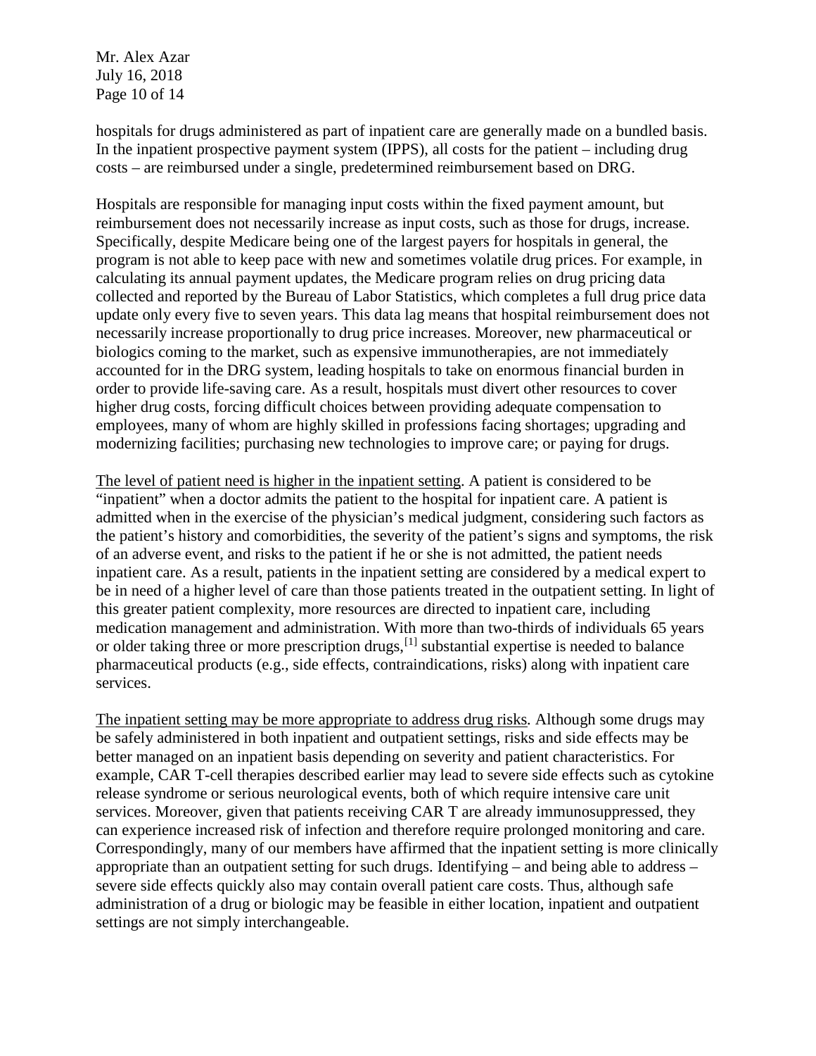hospitals for drugs administered as part of inpatient care are generally made on a bundled basis. In the inpatient prospective payment system (IPPS), all costs for the patient – including drug costs – are reimbursed under a single, predetermined reimbursement based on DRG.

Hospitals are responsible for managing input costs within the fixed payment amount, but reimbursement does not necessarily increase as input costs, such as those for drugs, increase. Specifically, despite Medicare being one of the largest payers for hospitals in general, the program is not able to keep pace with new and sometimes volatile drug prices. For example, in calculating its annual payment updates, the Medicare program relies on drug pricing data collected and reported by the Bureau of Labor Statistics, which completes a full drug price data update only every five to seven years. This data lag means that hospital reimbursement does not necessarily increase proportionally to drug price increases. Moreover, new pharmaceutical or biologics coming to the market, such as expensive immunotherapies, are not immediately accounted for in the DRG system, leading hospitals to take on enormous financial burden in order to provide life-saving care. As a result, hospitals must divert other resources to cover higher drug costs, forcing difficult choices between providing adequate compensation to employees, many of whom are highly skilled in professions facing shortages; upgrading and modernizing facilities; purchasing new technologies to improve care; or paying for drugs.

<u>The level of patient need is higher in the inpatient setting</u>. A patient is considered to be "inpatient" when a doctor admits the patient to the hospital for inpatient care. A patient is admitted when in the exercise of the physician's medical judgment, considering such factors as the patient's history and comorbidities, the severity of the patient's signs and symptoms, the risk of an adverse event, and risks to the patient if he or she is not admitted, the patient needs inpatient care. As a result, patients in the inpatient setting are considered by a medical expert to be in need of a higher level of care than those patients treated in the outpatient setting. In light of this greater patient complexity, more resources are directed to inpatient care, including medication management and administration. With more than two-thirds of individuals 65 years or older taking three or more prescription drugs,[1] substantial expertise is needed to balance pharmaceutical products (e.g., side effects, contraindications, risks) along with inpatient care services.

<u>The inpatient setting may be more appropriate to address drug risks</u>. Although some drugs may be safely administered in both inpatient and outpatient settings, risks and side effects may be better managed on an inpatient basis depending on severity and patient characteristics. For example, CAR T-cell therapies described earlier may lead to severe side effects such as cytokine release syndrome or serious neurological events, both of which require intensive care unit services. Moreover, given that patients receiving CAR T are already immunosuppressed, they can experience increased risk of infection and therefore require prolonged monitoring and care. Correspondingly, many of our members have affirmed that the inpatient setting is more clinically appropriate than an outpatient setting for such drugs. Identifying – and being able to address – severe side effects quickly also may contain overall patient care costs. Thus, although safe administration of a drug or biologic may be feasible in either location, inpatient and outpatient settings are not simply interchangeable.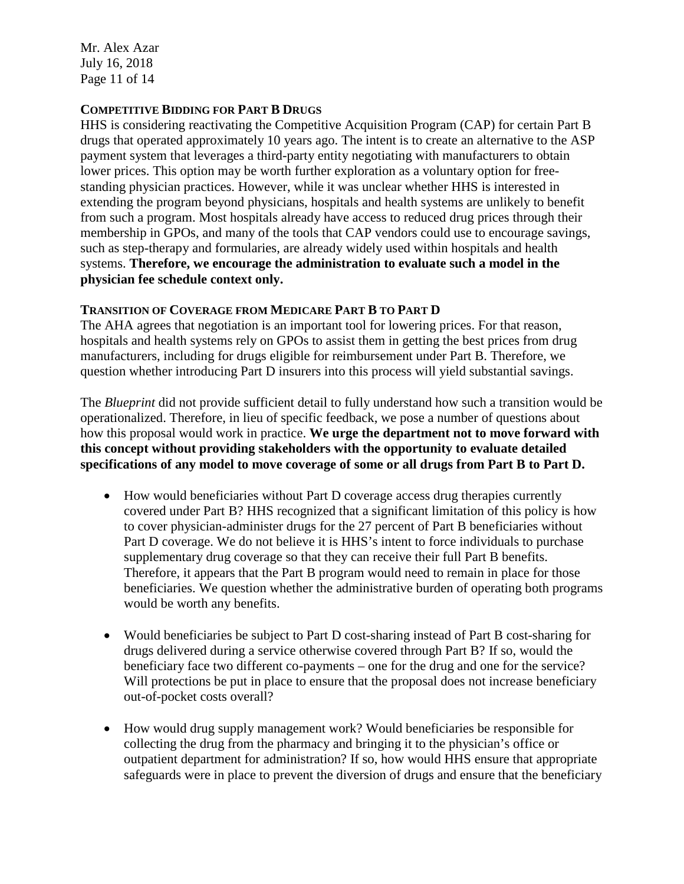### Competitive Bidding for Part B Drugs

HHS is considering reactivating the Competitive Acquisition Program (CAP) for certain Part B drugs that operated approximately 10 years ago. The intent is to create an alternative to the ASP payment system that leverages a third-party entity negotiating with manufacturers to obtain lower prices. This option may be worth further exploration as a voluntary option for free-standing physician practices. However, while it was unclear whether HHS is interested in extending the program beyond physicians, hospitals and health systems are unlikely to benefit from such a program. Most hospitals already have access to reduced drug prices through their membership in GPOs, and many of the tools that CAP vendors could use to encourage savings, such as step-therapy and formularies, are already widely used within hospitals and health systems. **Therefore, we encourage the administration to evaluate such a model in the physician fee schedule context only.**

### Transition of Coverage from Medicare Part B to Part D

The AHA agrees that negotiation is an important tool for lowering prices. For that reason, hospitals and health systems rely on GPOs to assist them in getting the best prices from drug manufacturers, including for drugs eligible for reimbursement under Part B. Therefore, we question whether introducing Part D insurers into this process will yield substantial savings.

The *Blueprint* did not provide sufficient detail to fully understand how such a transition would be operationalized. Therefore, in lieu of specific feedback, we pose a number of questions about how this proposal would work in practice. **We urge the department not to move forward with this concept without providing stakeholders with the opportunity to evaluate detailed specifications of any model to move coverage of some or all drugs from Part B to Part D.**

- How would beneficiaries without Part D coverage access drug therapies currently covered under Part B? HHS recognized that a significant limitation of this policy is how to cover physician-administer drugs for the 27 percent of Part B beneficiaries without Part D coverage. We do not believe it is HHS's intent to force individuals to purchase supplementary drug coverage so that they can receive their full Part B benefits. Therefore, it appears that the Part B program would need to remain in place for those beneficiaries. We question whether the administrative burden of operating both programs would be worth any benefits.

- Would beneficiaries be subject to Part D cost-sharing instead of Part B cost-sharing for drugs delivered during a service otherwise covered through Part B? If so, would the beneficiary face two different co-payments – one for the drug and one for the service? Will protections be put in place to ensure that the proposal does not increase beneficiary out-of-pocket costs overall?

- How would drug supply management work? Would beneficiaries be responsible for collecting the drug from the pharmacy and bringing it to the physician's office or outpatient department for administration? If so, how would HHS ensure that appropriate safeguards were in place to prevent the diversion of drugs and ensure that the beneficiary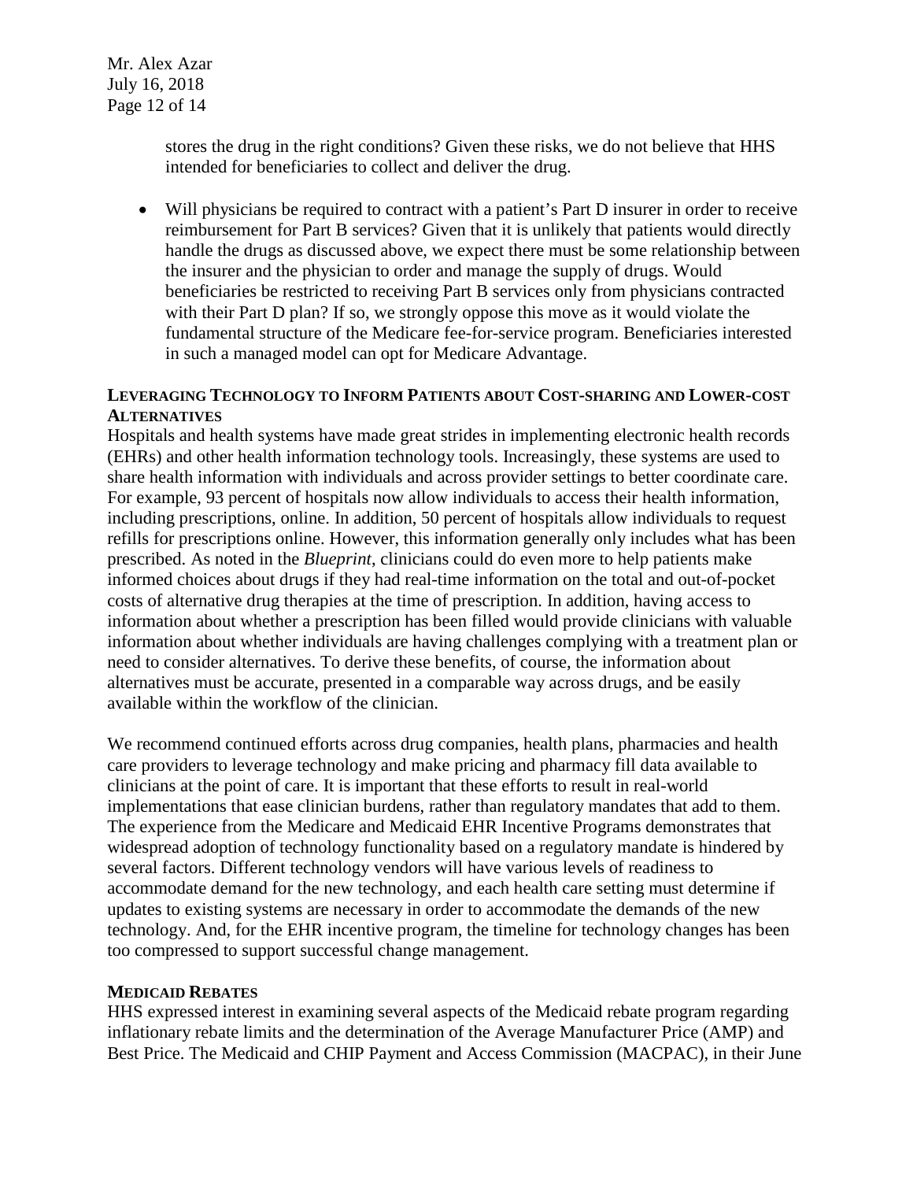stores the drug in the right conditions? Given these risks, we do not believe that HHS intended for beneficiaries to collect and deliver the drug.

- Will physicians be required to contract with a patient's Part D insurer in order to receive reimbursement for Part B services? Given that it is unlikely that patients would directly handle the drugs as discussed above, we expect there must be some relationship between the insurer and the physician to order and manage the supply of drugs. Would beneficiaries be restricted to receiving Part B services only from physicians contracted with their Part D plan? If so, we strongly oppose this move as it would violate the fundamental structure of the Medicare fee-for-service program. Beneficiaries interested in such a managed model can opt for Medicare Advantage.

**LEVERAGING TECHNOLOGY TO INFORM PATIENTS ABOUT COST-SHARING AND LOWER-COST ALTERNATIVES**

Hospitals and health systems have made great strides in implementing electronic health records (EHRs) and other health information technology tools. Increasingly, these systems are used to share health information with individuals and across provider settings to better coordinate care. For example, 93 percent of hospitals now allow individuals to access their health information, including prescriptions, online. In addition, 50 percent of hospitals allow individuals to request refills for prescriptions online. However, this information generally only includes what has been prescribed. As noted in the *Blueprint*, clinicians could do even more to help patients make informed choices about drugs if they had real-time information on the total and out-of-pocket costs of alternative drug therapies at the time of prescription. In addition, having access to information about whether a prescription has been filled would provide clinicians with valuable information about whether individuals are having challenges complying with a treatment plan or need to consider alternatives. To derive these benefits, of course, the information about alternatives must be accurate, presented in a comparable way across drugs, and be easily available within the workflow of the clinician.

We recommend continued efforts across drug companies, health plans, pharmacies and health care providers to leverage technology and make pricing and pharmacy fill data available to clinicians at the point of care. It is important that these efforts to result in real-world implementations that ease clinician burdens, rather than regulatory mandates that add to them. The experience from the Medicare and Medicaid EHR Incentive Programs demonstrates that widespread adoption of technology functionality based on a regulatory mandate is hindered by several factors. Different technology vendors will have various levels of readiness to accommodate demand for the new technology, and each health care setting must determine if updates to existing systems are necessary in order to accommodate the demands of the new technology. And, for the EHR incentive program, the timeline for technology changes has been too compressed to support successful change management.

**MEDICAID REBATES**

HHS expressed interest in examining several aspects of the Medicaid rebate program regarding inflationary rebate limits and the determination of the Average Manufacturer Price (AMP) and Best Price. The Medicaid and CHIP Payment and Access Commission (MACPAC), in their June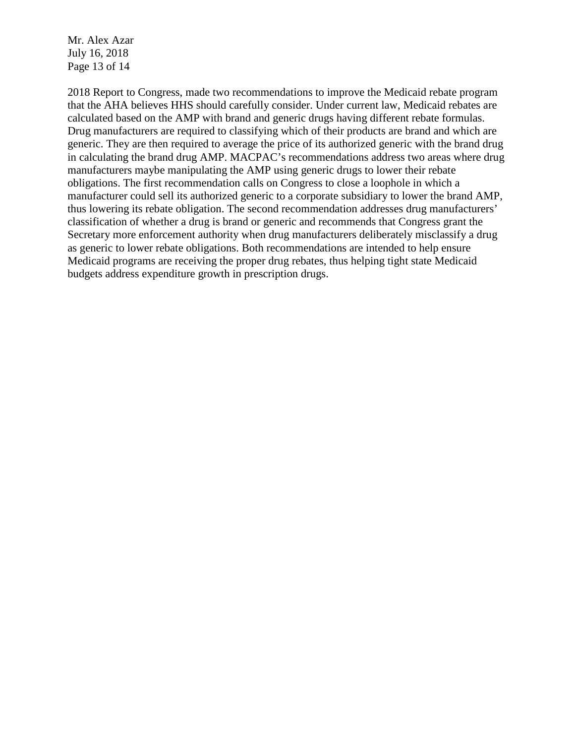2018 Report to Congress, made two recommendations to improve the Medicaid rebate program that the AHA believes HHS should carefully consider. Under current law, Medicaid rebates are calculated based on the AMP with brand and generic drugs having different rebate formulas. Drug manufacturers are required to classifying which of their products are brand and which are generic. They are then required to average the price of its authorized generic with the brand drug in calculating the brand drug AMP. MACPAC's recommendations address two areas where drug manufacturers maybe manipulating the AMP using generic drugs to lower their rebate obligations. The first recommendation calls on Congress to close a loophole in which a manufacturer could sell its authorized generic to a corporate subsidiary to lower the brand AMP, thus lowering its rebate obligation. The second recommendation addresses drug manufacturers' classification of whether a drug is brand or generic and recommends that Congress grant the Secretary more enforcement authority when drug manufacturers deliberately misclassify a drug as generic to lower rebate obligations. Both recommendations are intended to help ensure Medicaid programs are receiving the proper drug rebates, thus helping tight state Medicaid budgets address expenditure growth in prescription drugs.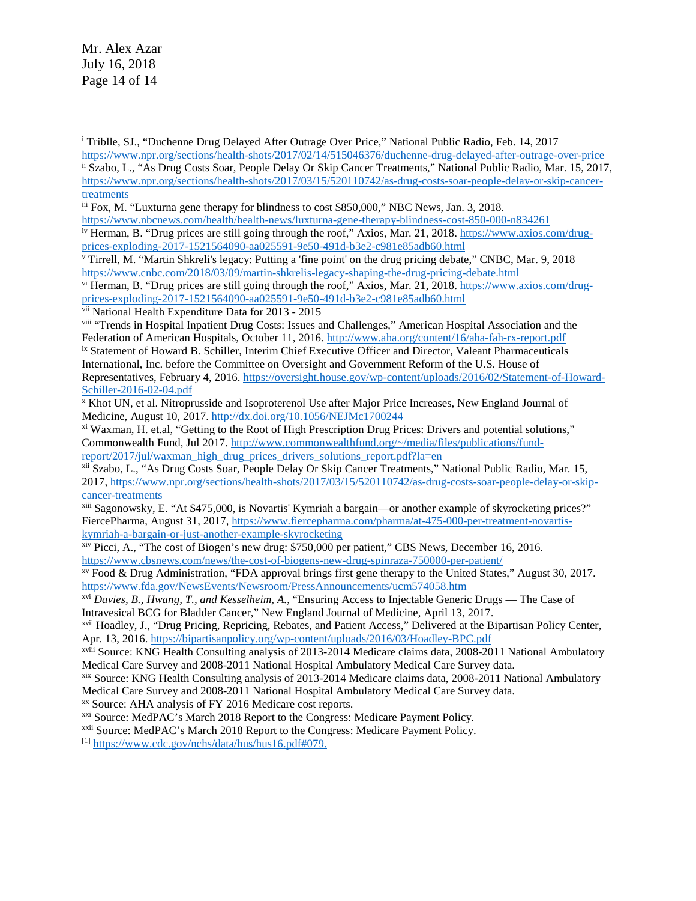Mr. Alex Azar
July 16, 2018

---

[i] Triblle, SJ., "Duchenne Drug Delayed After Outrage Over Price," National Public Radio, Feb. 14, 2017 https://www.npr.org/sections/health-shots/2017/02/14/515046376/duchenne-drug-delayed-after-outrage-over-price

[ii] Szabo, L., "As Drug Costs Soar, People Delay Or Skip Cancer Treatments," National Public Radio, Mar. 15, 2017, https://www.npr.org/sections/health-shots/2017/03/15/520110742/as-drug-costs-soar-people-delay-or-skip-cancer-treatments

[iii] Fox, M. "Luxturna gene therapy for blindness to cost $850,000," NBC News, Jan. 3, 2018. https://www.nbcnews.com/health/health-news/luxturna-gene-therapy-blindness-cost-850-000-n834261

[iv] Herman, B. "Drug prices are still going through the roof," Axios, Mar. 21, 2018. https://www.axios.com/drug-prices-exploding-2017-1521564090-aa025591-9e50-491d-b3e2-c981e85adb60.html

[v] Tirrell, M. "Martin Shkreli's legacy: Putting a 'fine point' on the drug pricing debate," CNBC, Mar. 9, 2018 https://www.cnbc.com/2018/03/09/martin-shkrelis-legacy-shaping-the-drug-pricing-debate.html

[vi] Herman, B. "Drug prices are still going through the roof," Axios, Mar. 21, 2018. https://www.axios.com/drug-prices-exploding-2017-1521564090-aa025591-9e50-491d-b3e2-c981e85adb60.html

[vii] National Health Expenditure Data for 2013 - 2015

[viii] "Trends in Hospital Inpatient Drug Costs: Issues and Challenges," American Hospital Association and the Federation of American Hospitals, October 11, 2016. http://www.aha.org/content/16/aha-fah-rx-report.pdf

[ix] Statement of Howard B. Schiller, Interim Chief Executive Officer and Director, Valeant Pharmaceuticals International, Inc. before the Committee on Oversight and Government Reform of the U.S. House of Representatives, February 4, 2016. https://oversight.house.gov/wp-content/uploads/2016/02/Statement-of-Howard-Schiller-2016-02-04.pdf

[x] Khot UN, et al. Nitroprusside and Isoproterenol Use after Major Price Increases, New England Journal of Medicine, August 10, 2017. http://dx.doi.org/10.1056/NEJMc1700244

[xi] Waxman, H. et.al, "Getting to the Root of High Prescription Drug Prices: Drivers and potential solutions," Commonwealth Fund, Jul 2017. http://www.commonwealthfund.org/~/media/files/publications/fund-report/2017/jul/waxman_high_drug_prices_drivers_solutions_report.pdf?la=en

[xii] Szabo, L., "As Drug Costs Soar, People Delay Or Skip Cancer Treatments," National Public Radio, Mar. 15, 2017, https://www.npr.org/sections/health-shots/2017/03/15/520110742/as-drug-costs-soar-people-delay-or-skip-cancer-treatments

[xiii] Sagonowsky, E. "At $475,000, is Novartis' Kymriah a bargain—or another example of skyrocketing prices?" FiercePharma, August 31, 2017, https://www.fiercepharma.com/pharma/at-475-000-per-treatment-novartis-kymriah-a-bargain-or-just-another-example-skyrocketing

[xiv] Picci, A., "The cost of Biogen's new drug: $750,000 per patient," CBS News, December 16, 2016. https://www.cbsnews.com/news/the-cost-of-biogens-new-drug-spinraza-750000-per-patient/

[xv] Food & Drug Administration, "FDA approval brings first gene therapy to the United States," August 30, 2017. https://www.fda.gov/NewsEvents/Newsroom/PressAnnouncements/ucm574058.htm

[xvi] *Davies, B., Hwang, T., and Kesselheim, A.*, "Ensuring Access to Injectable Generic Drugs — The Case of Intravesical BCG for Bladder Cancer," New England Journal of Medicine, April 13, 2017.

[xvii] Hoadley, J., "Drug Pricing, Repricing, Rebates, and Patient Access," Delivered at the Bipartisan Policy Center, Apr. 13, 2016. https://bipartisanpolicy.org/wp-content/uploads/2016/03/Hoadley-BPC.pdf

[xviii] Source: KNG Health Consulting analysis of 2013-2014 Medicare claims data, 2008-2011 National Ambulatory Medical Care Survey and 2008-2011 National Hospital Ambulatory Medical Care Survey data.

[xix] Source: KNG Health Consulting analysis of 2013-2014 Medicare claims data, 2008-2011 National Ambulatory Medical Care Survey and 2008-2011 National Hospital Ambulatory Medical Care Survey data.

[xx] Source: AHA analysis of FY 2016 Medicare cost reports.

[xxi] Source: MedPAC's March 2018 Report to the Congress: Medicare Payment Policy.

[xxii] Source: MedPAC's March 2018 Report to the Congress: Medicare Payment Policy.

[1] https://www.cdc.gov/nchs/data/hus/hus16.pdf#079.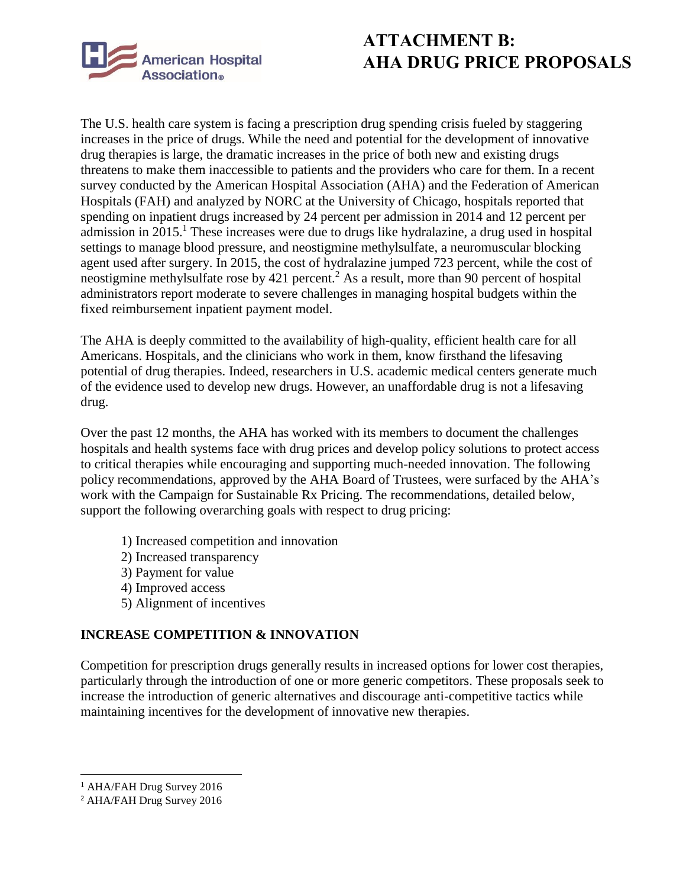# ATTACHMENT B: AHA DRUG PRICE PROPOSALS

The U.S. health care system is facing a prescription drug spending crisis fueled by staggering increases in the price of drugs. While the need and potential for the development of innovative drug therapies is large, the dramatic increases in the price of both new and existing drugs threatens to make them inaccessible to patients and the providers who care for them. In a recent survey conducted by the American Hospital Association (AHA) and the Federation of American Hospitals (FAH) and analyzed by NORC at the University of Chicago, hospitals reported that spending on inpatient drugs increased by 24 percent per admission in 2014 and 12 percent per admission in 2015.[1] These increases were due to drugs like hydralazine, a drug used in hospital settings to manage blood pressure, and neostigmine methylsulfate, a neuromuscular blocking agent used after surgery. In 2015, the cost of hydralazine jumped 723 percent, while the cost of neostigmine methylsulfate rose by 421 percent.[2] As a result, more than 90 percent of hospital administrators report moderate to severe challenges in managing hospital budgets within the fixed reimbursement inpatient payment model.

The AHA is deeply committed to the availability of high-quality, efficient health care for all Americans. Hospitals, and the clinicians who work in them, know firsthand the lifesaving potential of drug therapies. Indeed, researchers in U.S. academic medical centers generate much of the evidence used to develop new drugs. However, an unaffordable drug is not a lifesaving drug.

Over the past 12 months, the AHA has worked with its members to document the challenges hospitals and health systems face with drug prices and develop policy solutions to protect access to critical therapies while encouraging and supporting much-needed innovation. The following policy recommendations, approved by the AHA Board of Trustees, were surfaced by the AHA's work with the Campaign for Sustainable Rx Pricing. The recommendations, detailed below, support the following overarching goals with respect to drug pricing:

1) Increased competition and innovation
2) Increased transparency
3) Payment for value
4) Improved access
5) Alignment of incentives

## INCREASE COMPETITION & INNOVATION

Competition for prescription drugs generally results in increased options for lower cost therapies, particularly through the introduction of one or more generic competitors. These proposals seek to increase the introduction of generic alternatives and discourage anti-competitive tactics while maintaining incentives for the development of innovative new therapies.

---

[1] AHA/FAH Drug Survey 2016

[2] AHA/FAH Drug Survey 2016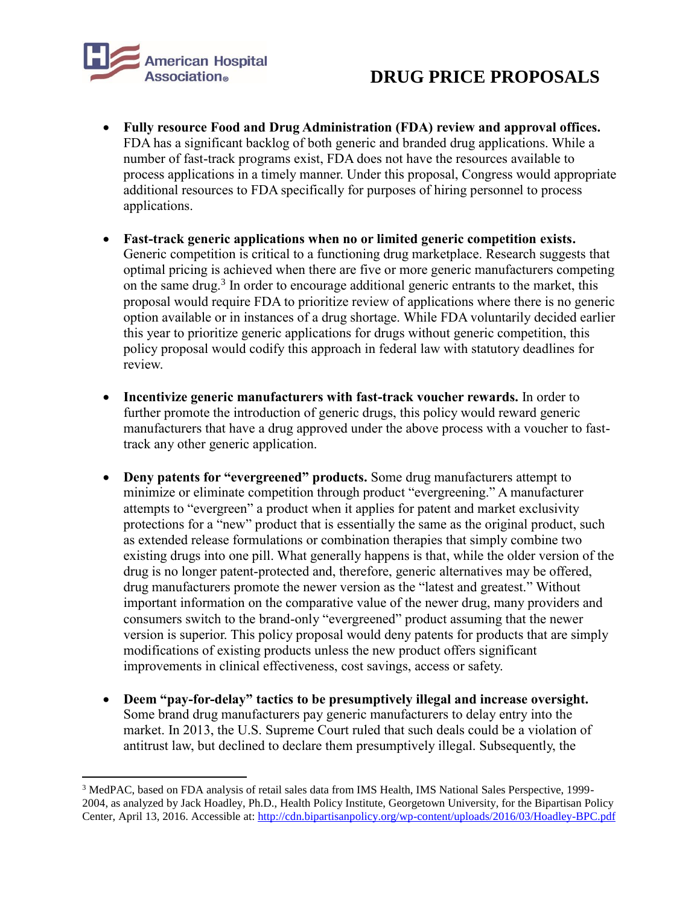# DRUG PRICE PROPOSALS

- **Fully resource Food and Drug Administration (FDA) review and approval offices.** FDA has a significant backlog of both generic and branded drug applications. While a number of fast-track programs exist, FDA does not have the resources available to process applications in a timely manner. Under this proposal, Congress would appropriate additional resources to FDA specifically for purposes of hiring personnel to process applications.

- **Fast-track generic applications when no or limited generic competition exists.** Generic competition is critical to a functioning drug marketplace. Research suggests that optimal pricing is achieved when there are five or more generic manufacturers competing on the same drug.[3] In order to encourage additional generic entrants to the market, this proposal would require FDA to prioritize review of applications where there is no generic option available or in instances of a drug shortage. While FDA voluntarily decided earlier this year to prioritize generic applications for drugs without generic competition, this policy proposal would codify this approach in federal law with statutory deadlines for review.

- **Incentivize generic manufacturers with fast-track voucher rewards.** In order to further promote the introduction of generic drugs, this policy would reward generic manufacturers that have a drug approved under the above process with a voucher to fast-track any other generic application.

- **Deny patents for "evergreened" products.** Some drug manufacturers attempt to minimize or eliminate competition through product "evergreening." A manufacturer attempts to "evergreen" a product when it applies for patent and market exclusivity protections for a "new" product that is essentially the same as the original product, such as extended release formulations or combination therapies that simply combine two existing drugs into one pill. What generally happens is that, while the older version of the drug is no longer patent-protected and, therefore, generic alternatives may be offered, drug manufacturers promote the newer version as the "latest and greatest." Without important information on the comparative value of the newer drug, many providers and consumers switch to the brand-only "evergreened" product assuming that the newer version is superior. This policy proposal would deny patents for products that are simply modifications of existing products unless the new product offers significant improvements in clinical effectiveness, cost savings, access or safety.

- **Deem "pay-for-delay" tactics to be presumptively illegal and increase oversight.** Some brand drug manufacturers pay generic manufacturers to delay entry into the market. In 2013, the U.S. Supreme Court ruled that such deals could be a violation of antitrust law, but declined to declare them presumptively illegal. Subsequently, the

---

[3] MedPAC, based on FDA analysis of retail sales data from IMS Health, IMS National Sales Perspective, 1999-2004, as analyzed by Jack Hoadley, Ph.D., Health Policy Institute, Georgetown University, for the Bipartisan Policy Center, April 13, 2016. Accessible at: http://cdn.bipartisanpolicy.org/wp-content/uploads/2016/03/Hoadley-BPC.pdf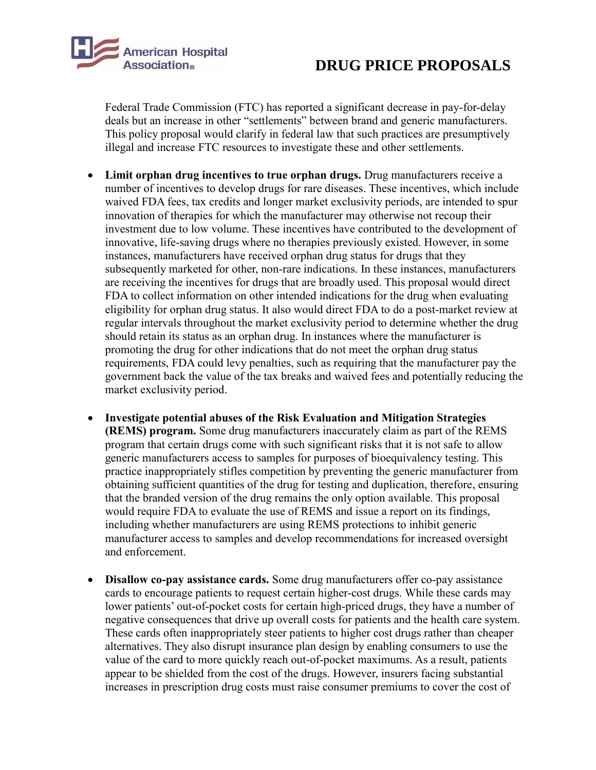Federal Trade Commission (FTC) has reported a significant decrease in pay-for-delay deals but an increase in other "settlements" between brand and generic manufacturers. This policy proposal would clarify in federal law that such practices are presumptively illegal and increase FTC resources to investigate these and other settlements.

- **Limit orphan drug incentives to true orphan drugs.** Drug manufacturers receive a number of incentives to develop drugs for rare diseases. These incentives, which include waived FDA fees, tax credits and longer market exclusivity periods, are intended to spur innovation of therapies for which the manufacturer may otherwise not recoup their investment due to low volume. These incentives have contributed to the development of innovative, life-saving drugs where no therapies previously existed. However, in some instances, manufacturers have received orphan drug status for drugs that they subsequently marketed for other, non-rare indications. In these instances, manufacturers are receiving the incentives for drugs that are broadly used. This proposal would direct FDA to collect information on other intended indications for the drug when evaluating eligibility for orphan drug status. It also would direct FDA to do a post-market review at regular intervals throughout the market exclusivity period to determine whether the drug should retain its status as an orphan drug. In instances where the manufacturer is promoting the drug for other indications that do not meet the orphan drug status requirements, FDA could levy penalties, such as requiring that the manufacturer pay the government back the value of the tax breaks and waived fees and potentially reducing the market exclusivity period.

- **Investigate potential abuses of the Risk Evaluation and Mitigation Strategies (REMS) program.** Some drug manufacturers inaccurately claim as part of the REMS program that certain drugs come with such significant risks that it is not safe to allow generic manufacturers access to samples for purposes of bioequivalency testing. This practice inappropriately stifles competition by preventing the generic manufacturer from obtaining sufficient quantities of the drug for testing and duplication, therefore, ensuring that the branded version of the drug remains the only option available. This proposal would require FDA to evaluate the use of REMS and issue a report on its findings, including whether manufacturers are using REMS protections to inhibit generic manufacturer access to samples and develop recommendations for increased oversight and enforcement.

- **Disallow co-pay assistance cards.** Some drug manufacturers offer co-pay assistance cards to encourage patients to request certain higher-cost drugs. While these cards may lower patients' out-of-pocket costs for certain high-priced drugs, they have a number of negative consequences that drive up overall costs for patients and the health care system. These cards often inappropriately steer patients to higher cost drugs rather than cheaper alternatives. They also disrupt insurance plan design by enabling consumers to use the value of the card to more quickly reach out-of-pocket maximums. As a result, patients appear to be shielded from the cost of the drugs. However, insurers facing substantial increases in prescription drug costs must raise consumer premiums to cover the cost of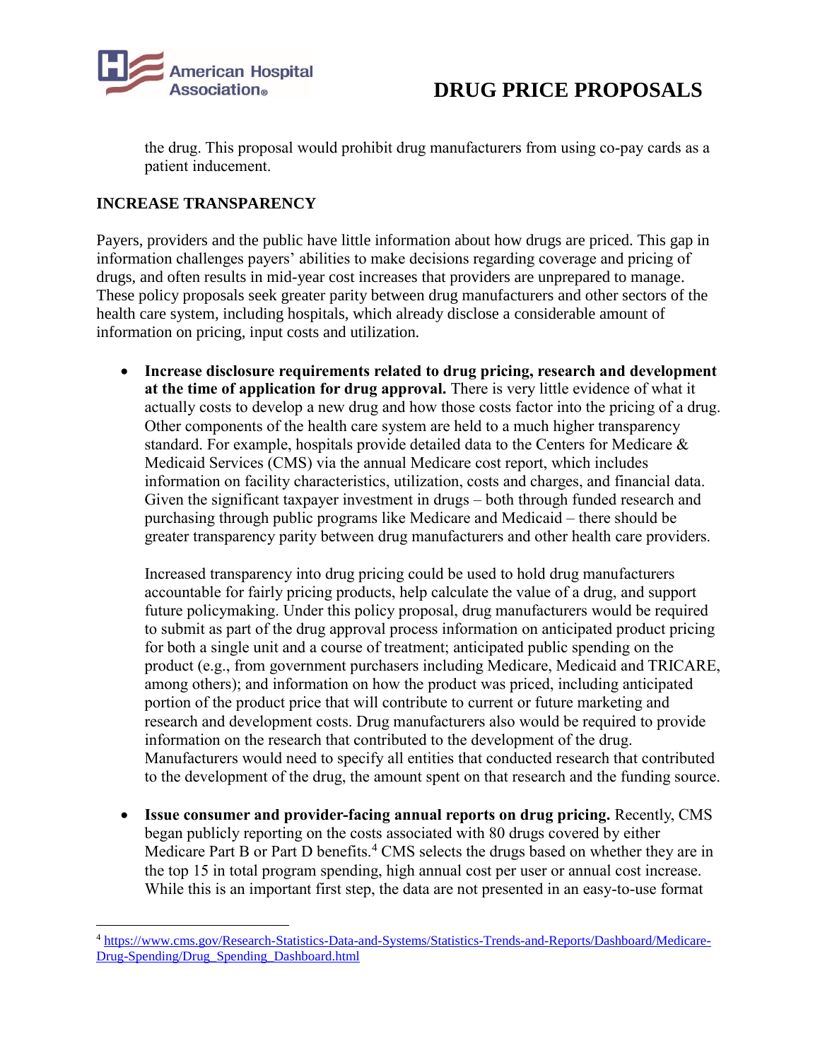the drug. This proposal would prohibit drug manufacturers from using co-pay cards as a patient inducement.

## INCREASE TRANSPARENCY

Payers, providers and the public have little information about how drugs are priced. This gap in information challenges payers' abilities to make decisions regarding coverage and pricing of drugs, and often results in mid-year cost increases that providers are unprepared to manage. These policy proposals seek greater parity between drug manufacturers and other sectors of the health care system, including hospitals, which already disclose a considerable amount of information on pricing, input costs and utilization.

- **Increase disclosure requirements related to drug pricing, research and development at the time of application for drug approval.** There is very little evidence of what it actually costs to develop a new drug and how those costs factor into the pricing of a drug. Other components of the health care system are held to a much higher transparency standard. For example, hospitals provide detailed data to the Centers for Medicare & Medicaid Services (CMS) via the annual Medicare cost report, which includes information on facility characteristics, utilization, costs and charges, and financial data. Given the significant taxpayer investment in drugs – both through funded research and purchasing through public programs like Medicare and Medicaid – there should be greater transparency parity between drug manufacturers and other health care providers.

  Increased transparency into drug pricing could be used to hold drug manufacturers accountable for fairly pricing products, help calculate the value of a drug, and support future policymaking. Under this policy proposal, drug manufacturers would be required to submit as part of the drug approval process information on anticipated product pricing for both a single unit and a course of treatment; anticipated public spending on the product (e.g., from government purchasers including Medicare, Medicaid and TRICARE, among others); and information on how the product was priced, including anticipated portion of the product price that will contribute to current or future marketing and research and development costs. Drug manufacturers also would be required to provide information on the research that contributed to the development of the drug. Manufacturers would need to specify all entities that conducted research that contributed to the development of the drug, the amount spent on that research and the funding source.

- **Issue consumer and provider-facing annual reports on drug pricing.** Recently, CMS began publicly reporting on the costs associated with 80 drugs covered by either Medicare Part B or Part D benefits.[4] CMS selects the drugs based on whether they are in the top 15 in total program spending, high annual cost per user or annual cost increase. While this is an important first step, the data are not presented in an easy-to-use format

---

[4] https://www.cms.gov/Research-Statistics-Data-and-Systems/Statistics-Trends-and-Reports/Dashboard/Medicare-Drug-Spending/Drug_Spending_Dashboard.html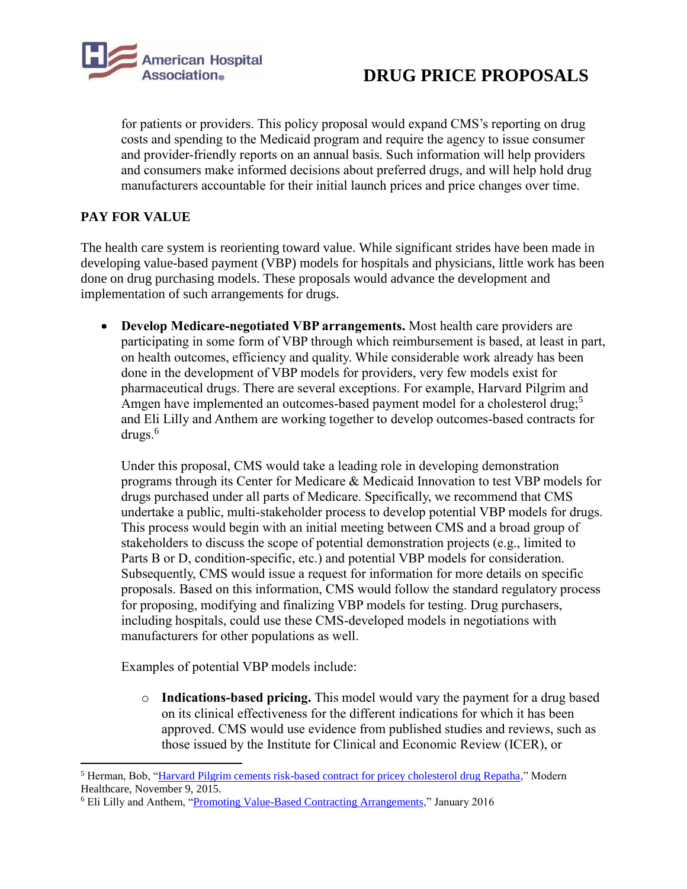for patients or providers. This policy proposal would expand CMS's reporting on drug costs and spending to the Medicaid program and require the agency to issue consumer and provider-friendly reports on an annual basis. Such information will help providers and consumers make informed decisions about preferred drugs, and will help hold drug manufacturers accountable for their initial launch prices and price changes over time.

**PAY FOR VALUE**

The health care system is reorienting toward value. While significant strides have been made in developing value-based payment (VBP) models for hospitals and physicians, little work has been done on drug purchasing models. These proposals would advance the development and implementation of such arrangements for drugs.

- **Develop Medicare-negotiated VBP arrangements.** Most health care providers are participating in some form of VBP through which reimbursement is based, at least in part, on health outcomes, efficiency and quality. While considerable work already has been done in the development of VBP models for providers, very few models exist for pharmaceutical drugs. There are several exceptions. For example, Harvard Pilgrim and Amgen have implemented an outcomes-based payment model for a cholesterol drug;[5] and Eli Lilly and Anthem are working together to develop outcomes-based contracts for drugs.[6]

  Under this proposal, CMS would take a leading role in developing demonstration programs through its Center for Medicare & Medicaid Innovation to test VBP models for drugs purchased under all parts of Medicare. Specifically, we recommend that CMS undertake a public, multi-stakeholder process to develop potential VBP models for drugs. This process would begin with an initial meeting between CMS and a broad group of stakeholders to discuss the scope of potential demonstration projects (e.g., limited to Parts B or D, condition-specific, etc.) and potential VBP models for consideration. Subsequently, CMS would issue a request for information for more details on specific proposals. Based on this information, CMS would follow the standard regulatory process for proposing, modifying and finalizing VBP models for testing. Drug purchasers, including hospitals, could use these CMS-developed models in negotiations with manufacturers for other populations as well.

  Examples of potential VBP models include:

  - **Indications-based pricing.** This model would vary the payment for a drug based on its clinical effectiveness for the different indications for which it has been approved. CMS would use evidence from published studies and reviews, such as those issued by the Institute for Clinical and Economic Review (ICER), or

---

[5] Herman, Bob, "Harvard Pilgrim cements risk-based contract for pricey cholesterol drug Repatha," Modern Healthcare, November 9, 2015.

[6] Eli Lilly and Anthem, "Promoting Value-Based Contracting Arrangements," January 2016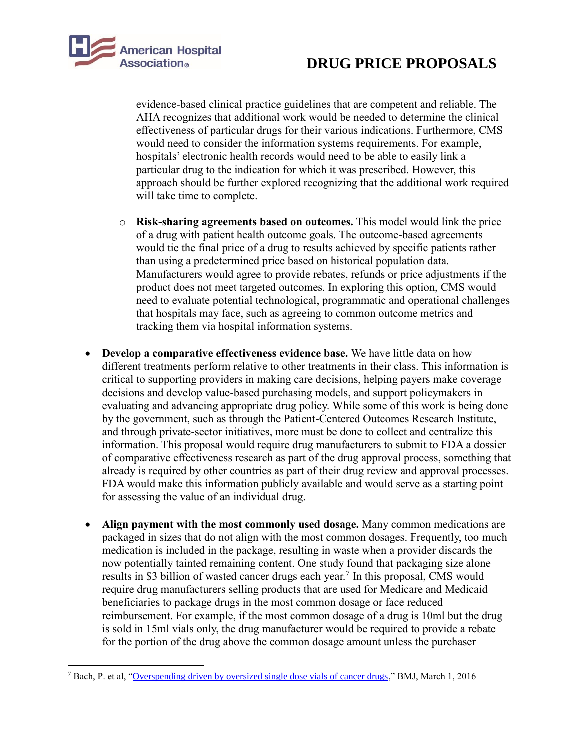evidence-based clinical practice guidelines that are competent and reliable. The AHA recognizes that additional work would be needed to determine the clinical effectiveness of particular drugs for their various indications. Furthermore, CMS would need to consider the information systems requirements. For example, hospitals' electronic health records would need to be able to easily link a particular drug to the indication for which it was prescribed. However, this approach should be further explored recognizing that the additional work required will take time to complete.

  - **Risk-sharing agreements based on outcomes.** This model would link the price of a drug with patient health outcome goals. The outcome-based agreements would tie the final price of a drug to results achieved by specific patients rather than using a predetermined price based on historical population data. Manufacturers would agree to provide rebates, refunds or price adjustments if the product does not meet targeted outcomes. In exploring this option, CMS would need to evaluate potential technological, programmatic and operational challenges that hospitals may face, such as agreeing to common outcome metrics and tracking them via hospital information systems.

- **Develop a comparative effectiveness evidence base.** We have little data on how different treatments perform relative to other treatments in their class. This information is critical to supporting providers in making care decisions, helping payers make coverage decisions and develop value-based purchasing models, and support policymakers in evaluating and advancing appropriate drug policy. While some of this work is being done by the government, such as through the Patient-Centered Outcomes Research Institute, and through private-sector initiatives, more must be done to collect and centralize this information. This proposal would require drug manufacturers to submit to FDA a dossier of comparative effectiveness research as part of the drug approval process, something that already is required by other countries as part of their drug review and approval processes. FDA would make this information publicly available and would serve as a starting point for assessing the value of an individual drug.

- **Align payment with the most commonly used dosage.** Many common medications are packaged in sizes that do not align with the most common dosages. Frequently, too much medication is included in the package, resulting in waste when a provider discards the now potentially tainted remaining content. One study found that packaging size alone results in $3 billion of wasted cancer drugs each year.[7] In this proposal, CMS would require drug manufacturers selling products that are used for Medicare and Medicaid beneficiaries to package drugs in the most common dosage or face reduced reimbursement. For example, if the most common dosage of a drug is 10ml but the drug is sold in 15ml vials only, the drug manufacturer would be required to provide a rebate for the portion of the drug above the common dosage amount unless the purchaser

[7] Bach, P. et al, "Overspending driven by oversized single dose vials of cancer drugs," BMJ, March 1, 2016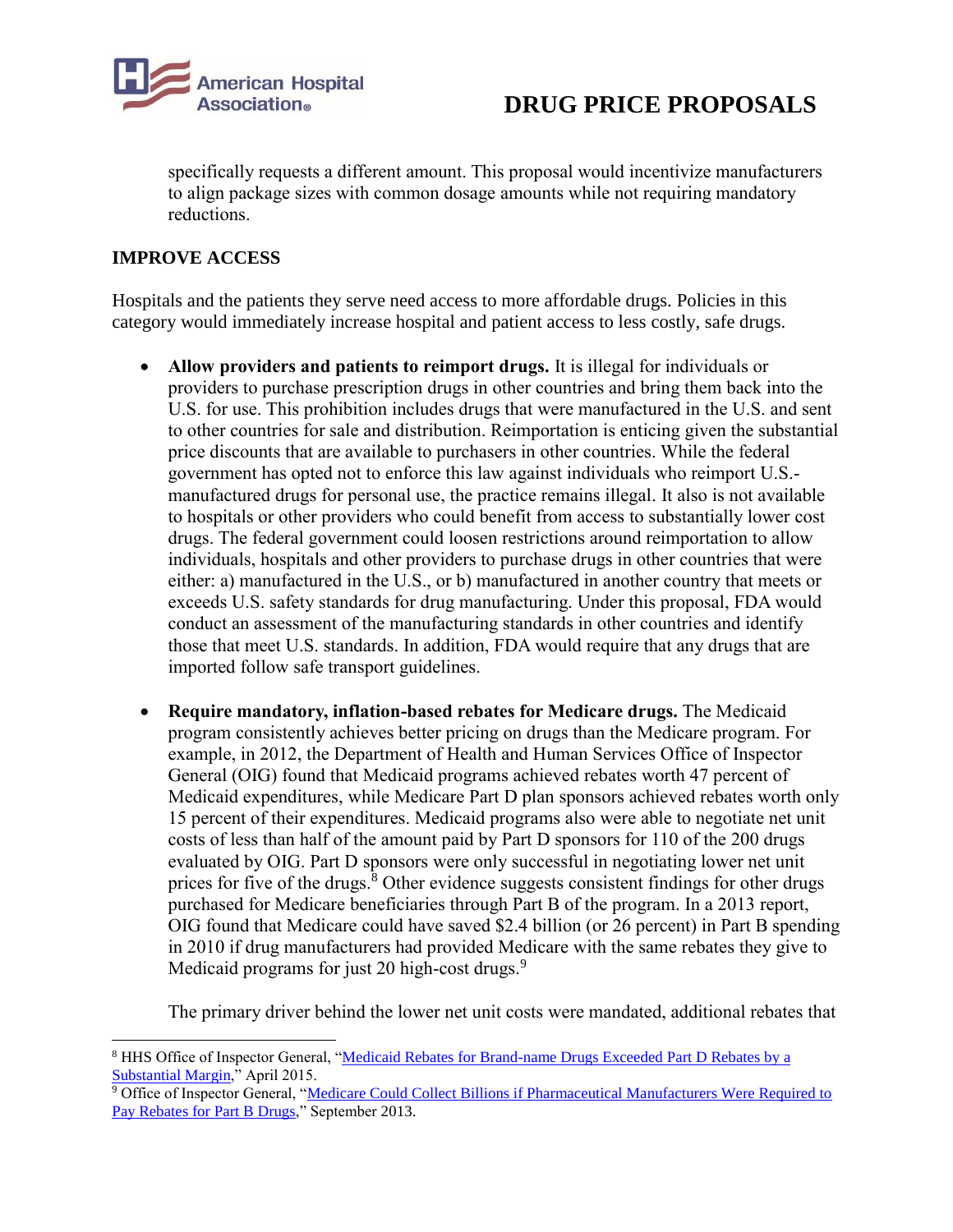specifically requests a different amount. This proposal would incentivize manufacturers to align package sizes with common dosage amounts while not requiring mandatory reductions.

## IMPROVE ACCESS

Hospitals and the patients they serve need access to more affordable drugs. Policies in this category would immediately increase hospital and patient access to less costly, safe drugs.

- **Allow providers and patients to reimport drugs.** It is illegal for individuals or providers to purchase prescription drugs in other countries and bring them back into the U.S. for use. This prohibition includes drugs that were manufactured in the U.S. and sent to other countries for sale and distribution. Reimportation is enticing given the substantial price discounts that are available to purchasers in other countries. While the federal government has opted not to enforce this law against individuals who reimport U.S.-manufactured drugs for personal use, the practice remains illegal. It also is not available to hospitals or other providers who could benefit from access to substantially lower cost drugs. The federal government could loosen restrictions around reimportation to allow individuals, hospitals and other providers to purchase drugs in other countries that were either: a) manufactured in the U.S., or b) manufactured in another country that meets or exceeds U.S. safety standards for drug manufacturing. Under this proposal, FDA would conduct an assessment of the manufacturing standards in other countries and identify those that meet U.S. standards. In addition, FDA would require that any drugs that are imported follow safe transport guidelines.

- **Require mandatory, inflation-based rebates for Medicare drugs.** The Medicaid program consistently achieves better pricing on drugs than the Medicare program. For example, in 2012, the Department of Health and Human Services Office of Inspector General (OIG) found that Medicaid programs achieved rebates worth 47 percent of Medicaid expenditures, while Medicare Part D plan sponsors achieved rebates worth only 15 percent of their expenditures. Medicaid programs also were able to negotiate net unit costs of less than half of the amount paid by Part D sponsors for 110 of the 200 drugs evaluated by OIG. Part D sponsors were only successful in negotiating lower net unit prices for five of the drugs.[8] Other evidence suggests consistent findings for other drugs purchased for Medicare beneficiaries through Part B of the program. In a 2013 report, OIG found that Medicare could have saved $2.4 billion (or 26 percent) in Part B spending in 2010 if drug manufacturers had provided Medicare with the same rebates they give to Medicaid programs for just 20 high-cost drugs.[9]

  The primary driver behind the lower net unit costs were mandated, additional rebates that

---

[8] HHS Office of Inspector General, "Medicaid Rebates for Brand-name Drugs Exceeded Part D Rebates by a Substantial Margin," April 2015.

[9] Office of Inspector General, "Medicare Could Collect Billions if Pharmaceutical Manufacturers Were Required to Pay Rebates for Part B Drugs," September 2013.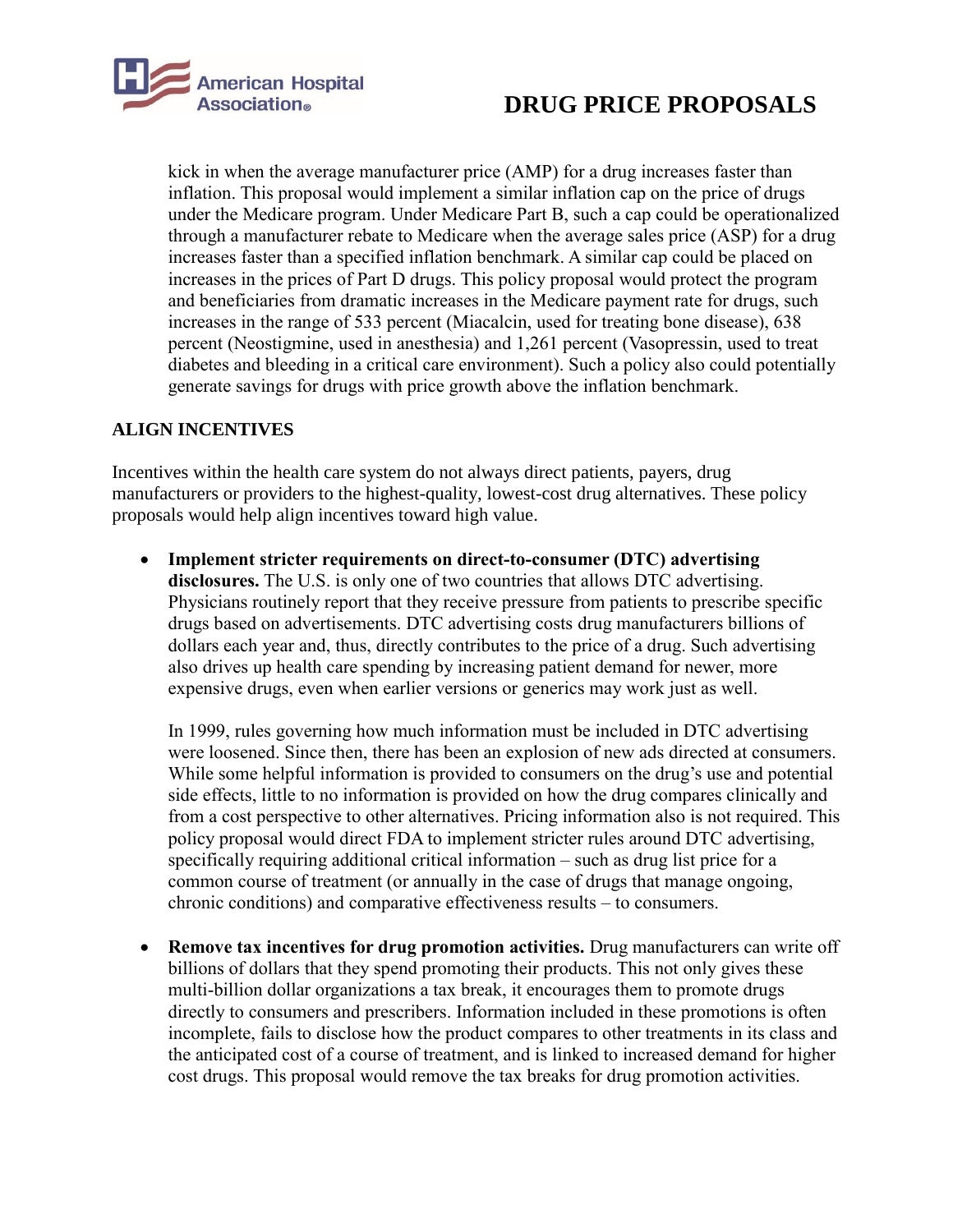kick in when the average manufacturer price (AMP) for a drug increases faster than inflation. This proposal would implement a similar inflation cap on the price of drugs under the Medicare program. Under Medicare Part B, such a cap could be operationalized through a manufacturer rebate to Medicare when the average sales price (ASP) for a drug increases faster than a specified inflation benchmark. A similar cap could be placed on increases in the prices of Part D drugs. This policy proposal would protect the program and beneficiaries from dramatic increases in the Medicare payment rate for drugs, such increases in the range of 533 percent (Miacalcin, used for treating bone disease), 638 percent (Neostigmine, used in anesthesia) and 1,261 percent (Vasopressin, used to treat diabetes and bleeding in a critical care environment). Such a policy also could potentially generate savings for drugs with price growth above the inflation benchmark.

## ALIGN INCENTIVES

Incentives within the health care system do not always direct patients, payers, drug manufacturers or providers to the highest-quality, lowest-cost drug alternatives. These policy proposals would help align incentives toward high value.

- **Implement stricter requirements on direct-to-consumer (DTC) advertising disclosures.** The U.S. is only one of two countries that allows DTC advertising. Physicians routinely report that they receive pressure from patients to prescribe specific drugs based on advertisements. DTC advertising costs drug manufacturers billions of dollars each year and, thus, directly contributes to the price of a drug. Such advertising also drives up health care spending by increasing patient demand for newer, more expensive drugs, even when earlier versions or generics may work just as well.

  In 1999, rules governing how much information must be included in DTC advertising were loosened. Since then, there has been an explosion of new ads directed at consumers. While some helpful information is provided to consumers on the drug's use and potential side effects, little to no information is provided on how the drug compares clinically and from a cost perspective to other alternatives. Pricing information also is not required. This policy proposal would direct FDA to implement stricter rules around DTC advertising, specifically requiring additional critical information – such as drug list price for a common course of treatment (or annually in the case of drugs that manage ongoing, chronic conditions) and comparative effectiveness results – to consumers.

- **Remove tax incentives for drug promotion activities.** Drug manufacturers can write off billions of dollars that they spend promoting their products. This not only gives these multi-billion dollar organizations a tax break, it encourages them to promote drugs directly to consumers and prescribers. Information included in these promotions is often incomplete, fails to disclose how the product compares to other treatments in its class and the anticipated cost of a course of treatment, and is linked to increased demand for higher cost drugs. This proposal would remove the tax breaks for drug promotion activities.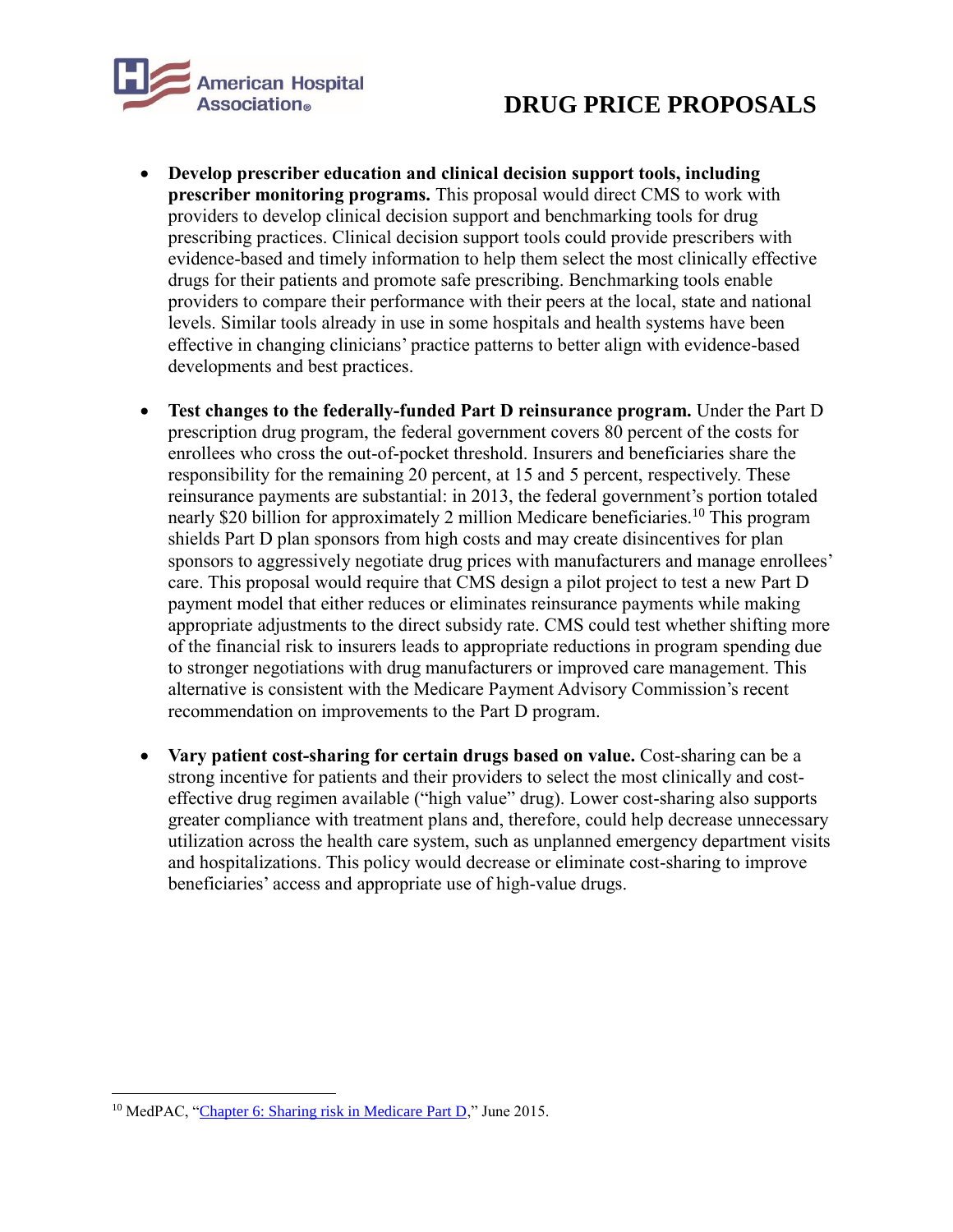- **Develop prescriber education and clinical decision support tools, including prescriber monitoring programs.** This proposal would direct CMS to work with providers to develop clinical decision support and benchmarking tools for drug prescribing practices. Clinical decision support tools could provide prescribers with evidence-based and timely information to help them select the most clinically effective drugs for their patients and promote safe prescribing. Benchmarking tools enable providers to compare their performance with their peers at the local, state and national levels. Similar tools already in use in some hospitals and health systems have been effective in changing clinicians' practice patterns to better align with evidence-based developments and best practices.

- **Test changes to the federally-funded Part D reinsurance program.** Under the Part D prescription drug program, the federal government covers 80 percent of the costs for enrollees who cross the out-of-pocket threshold. Insurers and beneficiaries share the responsibility for the remaining 20 percent, at 15 and 5 percent, respectively. These reinsurance payments are substantial: in 2013, the federal government's portion totaled nearly $20 billion for approximately 2 million Medicare beneficiaries.[10] This program shields Part D plan sponsors from high costs and may create disincentives for plan sponsors to aggressively negotiate drug prices with manufacturers and manage enrollees' care. This proposal would require that CMS design a pilot project to test a new Part D payment model that either reduces or eliminates reinsurance payments while making appropriate adjustments to the direct subsidy rate. CMS could test whether shifting more of the financial risk to insurers leads to appropriate reductions in program spending due to stronger negotiations with drug manufacturers or improved care management. This alternative is consistent with the Medicare Payment Advisory Commission's recent recommendation on improvements to the Part D program.

- **Vary patient cost-sharing for certain drugs based on value.** Cost-sharing can be a strong incentive for patients and their providers to select the most clinically and cost-effective drug regimen available ("high value" drug). Lower cost-sharing also supports greater compliance with treatment plans and, therefore, could help decrease unnecessary utilization across the health care system, such as unplanned emergency department visits and hospitalizations. This policy would decrease or eliminate cost-sharing to improve beneficiaries' access and appropriate use of high-value drugs.

---

[10] MedPAC, "Chapter 6: Sharing risk in Medicare Part D," June 2015.